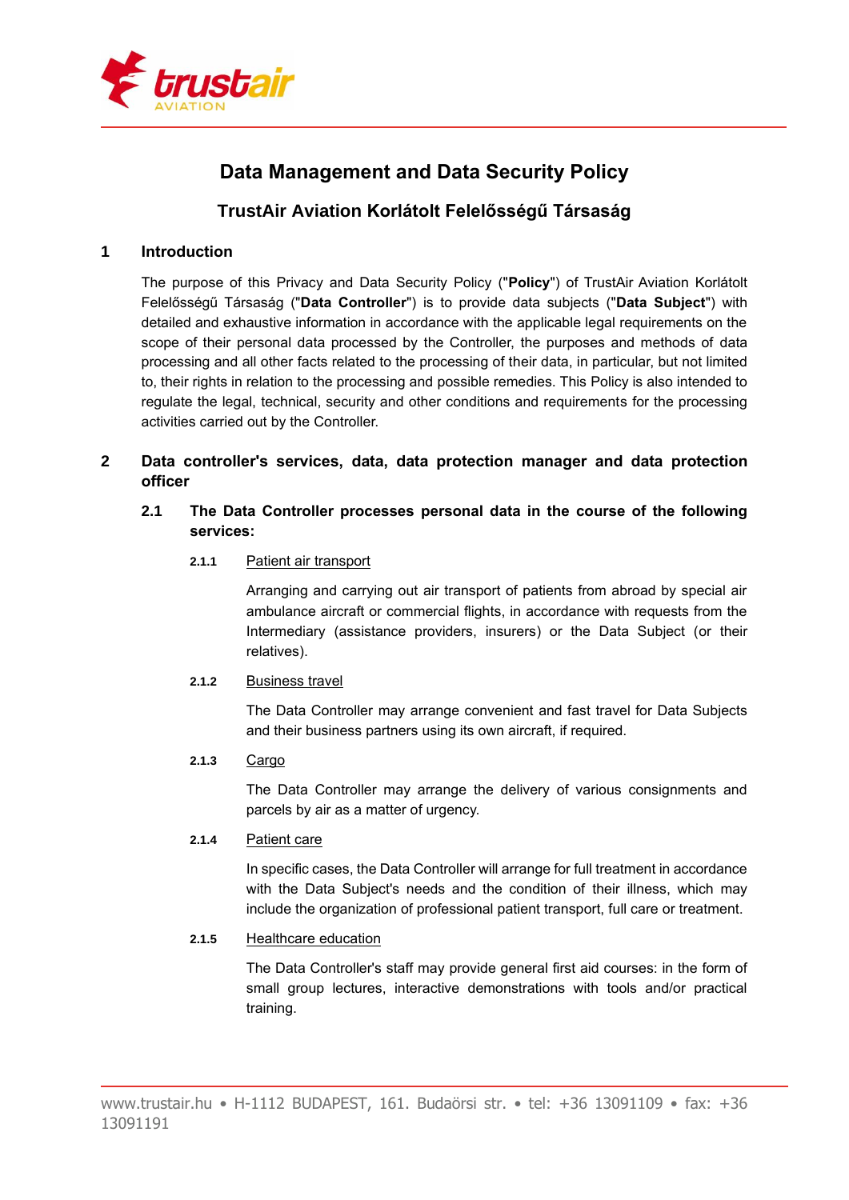# Data Management and Data Security Policy

## TrustAir Aviation Korlátolt Felelősségű Társaság

## 1 Introduction

The purpose of this Privacy and Data Security Policy ("**Policy**") of TrustAir Aviation Korlátolt Felelősségű Társaság ("**Data Controller**") is to provide data subjects ("**Data Subject**") with detailed and exhaustive information in accordance with the applicable legal requirements on the scope of their personal data processed by the Controller, the purposes and methods of data processing and all other facts related to the processing of their data, in particular, but not limited to, their rights in relation to the processing and possible remedies. This Policy is also intended to regulate the legal, technical, security and other conditions and requirements for the processing activities carried out by the Controller.

## 2 Data controller's services, data, data protection manager and data protection officer

### 2.1 The Data Controller processes personal data in the course of the following services:

#### 2.1.1 Patient air transport

Arranging and carrying out air transport of patients from abroad by special air ambulance aircraft or commercial flights, in accordance with requests from the Intermediary (assistance providers, insurers) or the Data Subject (or their relatives).

#### 2.1.2 Business travel

The Data Controller may arrange convenient and fast travel for Data Subjects and their business partners using its own aircraft, if required.

#### 2.1.3 Cargo

The Data Controller may arrange the delivery of various consignments and parcels by air as a matter of urgency.

#### 2.1.4 Patient care

In specific cases, the Data Controller will arrange for full treatment in accordance with the Data Subject's needs and the condition of their illness, which may include the organization of professional patient transport, full care or treatment.

#### 2.1.5 Healthcare education

The Data Controller's staff may provide general first aid courses: in the form of small group lectures, interactive demonstrations with tools and/or practical training.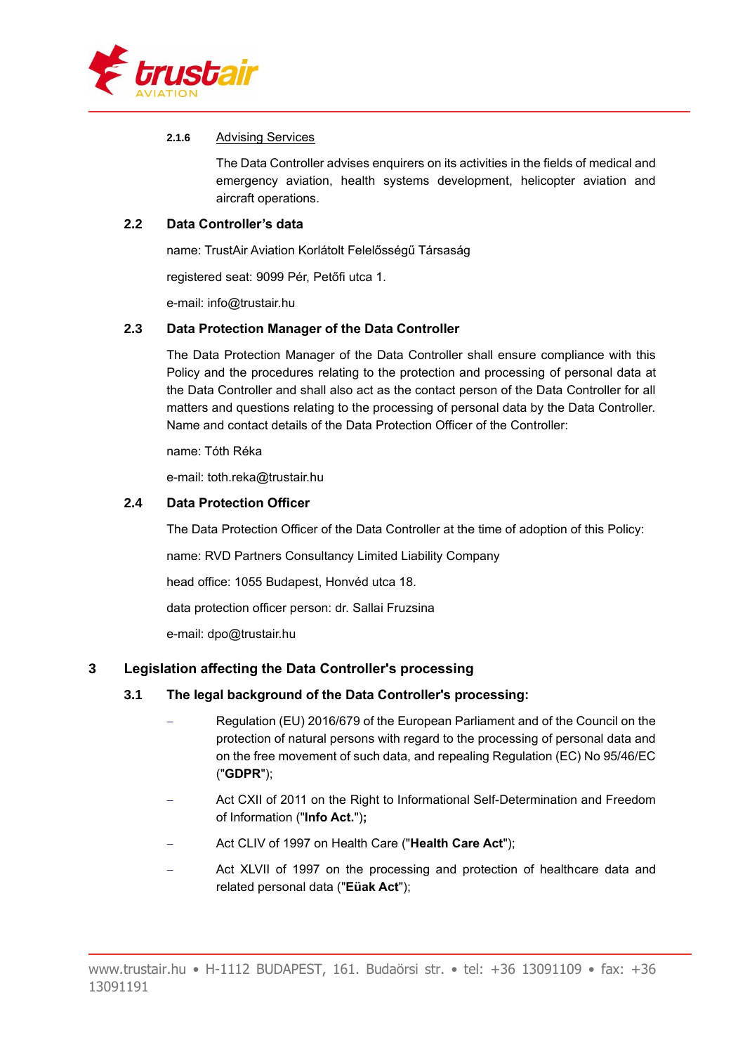#### 2.1.6 Advising Services

The Data Controller advises enquirers on its activities in the fields of medical and emergency aviation, health systems development, helicopter aviation and aircraft operations.

### 2.2 Data Controller's data

name: TrustAir Aviation Korlátolt Felelősségű Társaság

registered seat: 9099 Pér, Petőfi utca 1.

e-mail: info@trustair.hu

### 2.3 Data Protection Manager of the Data Controller

The Data Protection Manager of the Data Controller shall ensure compliance with this Policy and the procedures relating to the protection and processing of personal data at the Data Controller and shall also act as the contact person of the Data Controller for all matters and questions relating to the processing of personal data by the Data Controller. Name and contact details of the Data Protection Officer of the Controller:

name: Tóth Réka

e-mail: toth.reka@trustair.hu

### 2.4 Data Protection Officer

The Data Protection Officer of the Data Controller at the time of adoption of this Policy:

name: RVD Partners Consultancy Limited Liability Company

head office: 1055 Budapest, Honvéd utca 18.

data protection officer person: dr. Sallai Fruzsina

e-mail: dpo@trustair.hu

## 3 Legislation affecting the Data Controller's processing

### 3.1 The legal background of the Data Controller's processing:

- Regulation (EU) 2016/679 of the European Parliament and of the Council on the protection of natural persons with regard to the processing of personal data and on the free movement of such data, and repealing Regulation (EC) No 95/46/EC ("**GDPR**");
- Act CXII of 2011 on the Right to Informational Self-Determination and Freedom of Information ("**Info Act.**"**);**
- Act CLIV of 1997 on Health Care ("**Health Care Act**");
- Act XLVII of 1997 on the processing and protection of healthcare data and related personal data ("**Eüak Act**");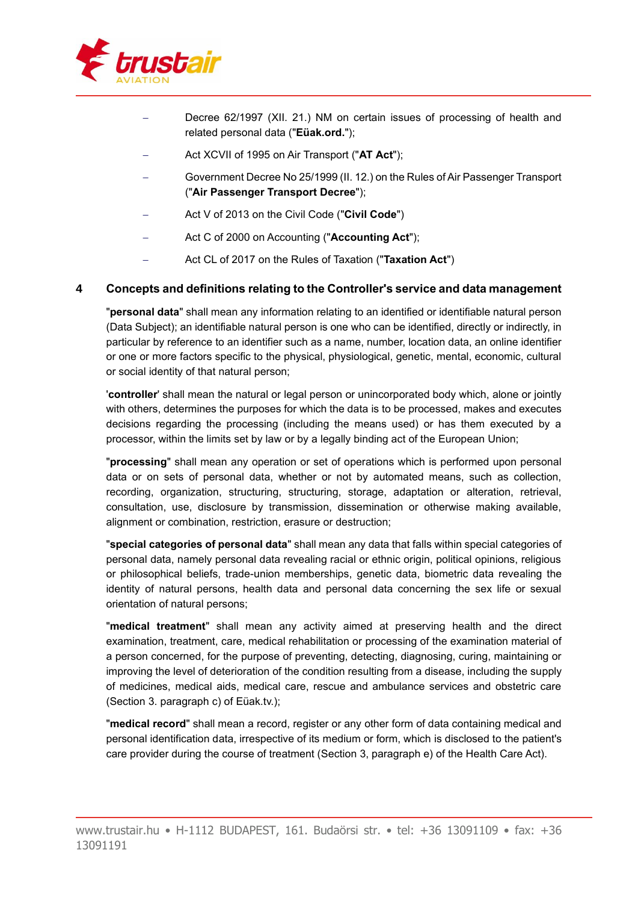- Decree 62/1997 (XII. 21.) NM on certain issues of processing of health and related personal data ("**Eüak.ord.**");
- Act XCVII of 1995 on Air Transport ("**AT Act**");
- Government Decree No 25/1999 (II. 12.) on the Rules of Air Passenger Transport ("**Air Passenger Transport Decree**");
- Act V of 2013 on the Civil Code ("**Civil Code**")
- Act C of 2000 on Accounting ("**Accounting Act**");
- Act CL of 2017 on the Rules of Taxation ("**Taxation Act**")

## 4 Concepts and definitions relating to the Controller's service and data management

"**personal data**" shall mean any information relating to an identified or identifiable natural person (Data Subject); an identifiable natural person is one who can be identified, directly or indirectly, in particular by reference to an identifier such as a name, number, location data, an online identifier or one or more factors specific to the physical, physiological, genetic, mental, economic, cultural or social identity of that natural person;

'**controller**' shall mean the natural or legal person or unincorporated body which, alone or jointly with others, determines the purposes for which the data is to be processed, makes and executes decisions regarding the processing (including the means used) or has them executed by a processor, within the limits set by law or by a legally binding act of the European Union;

"**processing**" shall mean any operation or set of operations which is performed upon personal data or on sets of personal data, whether or not by automated means, such as collection, recording, organization, structuring, structuring, storage, adaptation or alteration, retrieval, consultation, use, disclosure by transmission, dissemination or otherwise making available, alignment or combination, restriction, erasure or destruction;

"**special categories of personal data**" shall mean any data that falls within special categories of personal data, namely personal data revealing racial or ethnic origin, political opinions, religious or philosophical beliefs, trade-union memberships, genetic data, biometric data revealing the identity of natural persons, health data and personal data concerning the sex life or sexual orientation of natural persons;

"**medical treatment**" shall mean any activity aimed at preserving health and the direct examination, treatment, care, medical rehabilitation or processing of the examination material of a person concerned, for the purpose of preventing, detecting, diagnosing, curing, maintaining or improving the level of deterioration of the condition resulting from a disease, including the supply of medicines, medical aids, medical care, rescue and ambulance services and obstetric care (Section 3. paragraph c) of Eüak.tv.);

"**medical record**" shall mean a record, register or any other form of data containing medical and personal identification data, irrespective of its medium or form, which is disclosed to the patient's care provider during the course of treatment (Section 3, paragraph e) of the Health Care Act).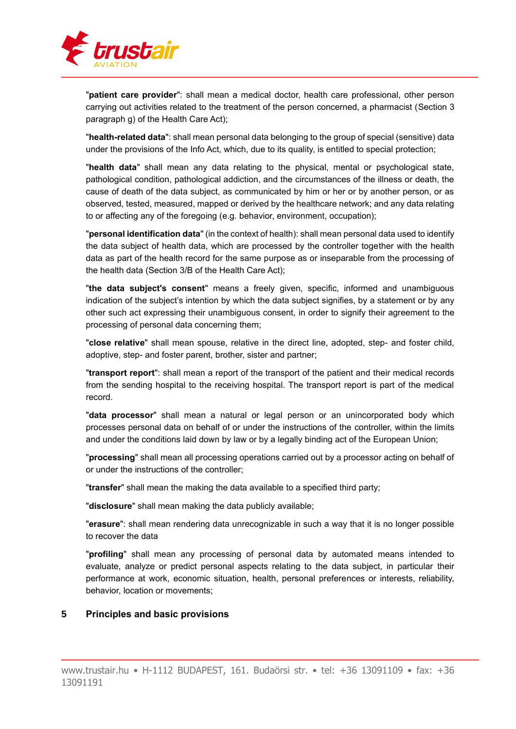"**patient care provider**": shall mean a medical doctor, health care professional, other person carrying out activities related to the treatment of the person concerned, a pharmacist (Section 3 paragraph g) of the Health Care Act);

"**health-related data**": shall mean personal data belonging to the group of special (sensitive) data under the provisions of the Info Act, which, due to its quality, is entitled to special protection;

"**health data**" shall mean any data relating to the physical, mental or psychological state, pathological condition, pathological addiction, and the circumstances of the illness or death, the cause of death of the data subject, as communicated by him or her or by another person, or as observed, tested, measured, mapped or derived by the healthcare network; and any data relating to or affecting any of the foregoing (e.g. behavior, environment, occupation);

"**personal identification data**" (in the context of health): shall mean personal data used to identify the data subject of health data, which are processed by the controller together with the health data as part of the health record for the same purpose as or inseparable from the processing of the health data (Section 3/B of the Health Care Act);

"**the data subject's consent**" means a freely given, specific, informed and unambiguous indication of the subject's intention by which the data subject signifies, by a statement or by any other such act expressing their unambiguous consent, in order to signify their agreement to the processing of personal data concerning them;

"**close relative**" shall mean spouse, relative in the direct line, adopted, step- and foster child, adoptive, step- and foster parent, brother, sister and partner;

"**transport report**": shall mean a report of the transport of the patient and their medical records from the sending hospital to the receiving hospital. The transport report is part of the medical record.

"**data processor**" shall mean a natural or legal person or an unincorporated body which processes personal data on behalf of or under the instructions of the controller, within the limits and under the conditions laid down by law or by a legally binding act of the European Union;

"**processing**" shall mean all processing operations carried out by a processor acting on behalf of or under the instructions of the controller;

"**transfer**" shall mean the making the data available to a specified third party;

"**disclosure**" shall mean making the data publicly available;

"**erasure**": shall mean rendering data unrecognizable in such a way that it is no longer possible to recover the data

"**profiling**" shall mean any processing of personal data by automated means intended to evaluate, analyze or predict personal aspects relating to the data subject, in particular their performance at work, economic situation, health, personal preferences or interests, reliability, behavior, location or movements;

## 5 Principles and basic provisions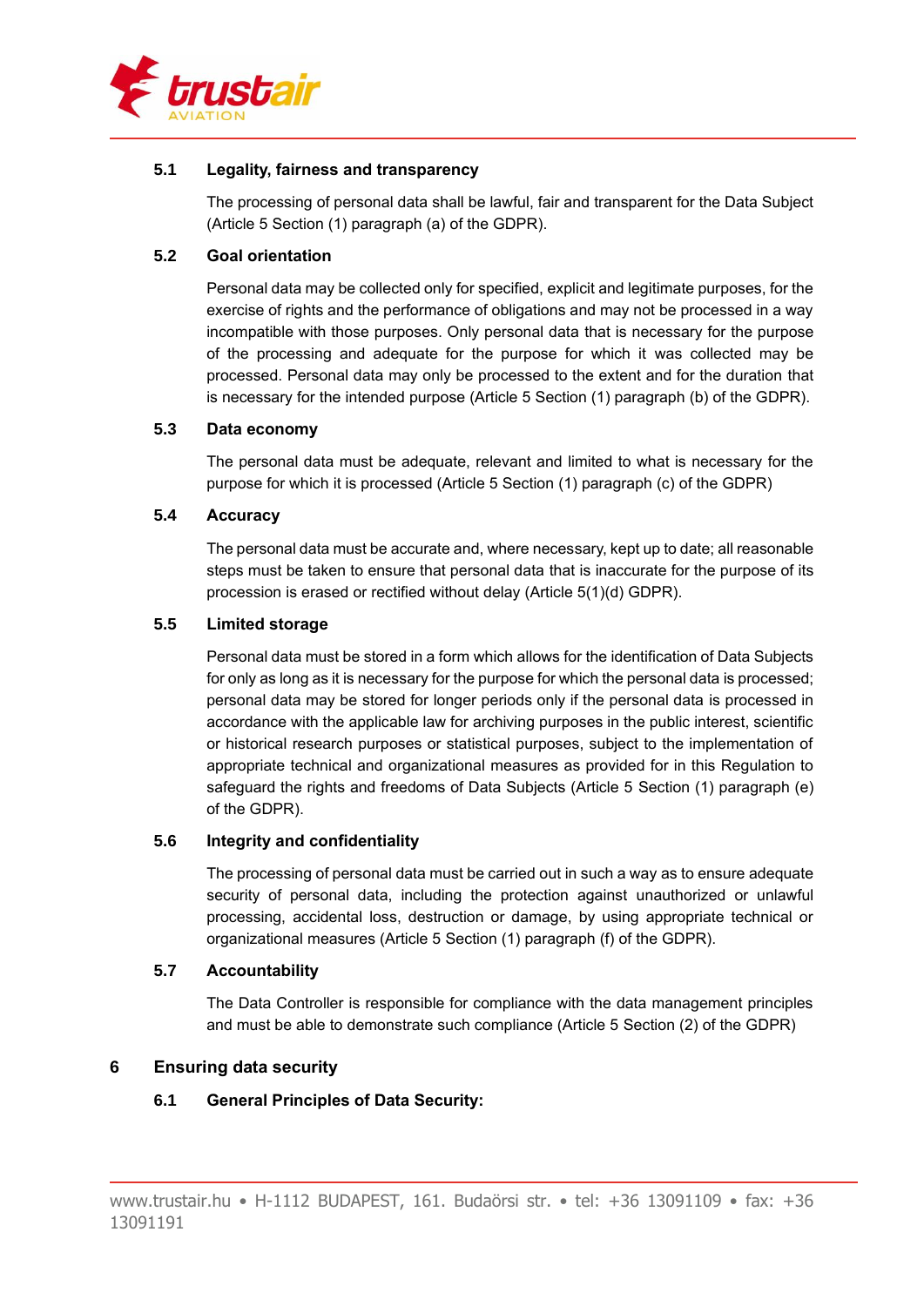### 5.1 Legality, fairness and transparency

The processing of personal data shall be lawful, fair and transparent for the Data Subject (Article 5 Section (1) paragraph (a) of the GDPR).

### 5.2 Goal orientation

Personal data may be collected only for specified, explicit and legitimate purposes, for the exercise of rights and the performance of obligations and may not be processed in a way incompatible with those purposes. Only personal data that is necessary for the purpose of the processing and adequate for the purpose for which it was collected may be processed. Personal data may only be processed to the extent and for the duration that is necessary for the intended purpose (Article 5 Section (1) paragraph (b) of the GDPR).

### 5.3 Data economy

The personal data must be adequate, relevant and limited to what is necessary for the purpose for which it is processed (Article 5 Section (1) paragraph (c) of the GDPR)

### 5.4 Accuracy

The personal data must be accurate and, where necessary, kept up to date; all reasonable steps must be taken to ensure that personal data that is inaccurate for the purpose of its procession is erased or rectified without delay (Article 5(1)(d) GDPR).

### 5.5 Limited storage

Personal data must be stored in a form which allows for the identification of Data Subjects for only as long as it is necessary for the purpose for which the personal data is processed; personal data may be stored for longer periods only if the personal data is processed in accordance with the applicable law for archiving purposes in the public interest, scientific or historical research purposes or statistical purposes, subject to the implementation of appropriate technical and organizational measures as provided for in this Regulation to safeguard the rights and freedoms of Data Subjects (Article 5 Section (1) paragraph (e) of the GDPR).

### 5.6 Integrity and confidentiality

The processing of personal data must be carried out in such a way as to ensure adequate security of personal data, including the protection against unauthorized or unlawful processing, accidental loss, destruction or damage, by using appropriate technical or organizational measures (Article 5 Section (1) paragraph (f) of the GDPR).

### 5.7 Accountability

The Data Controller is responsible for compliance with the data management principles and must be able to demonstrate such compliance (Article 5 Section (2) of the GDPR)

## 6 Ensuring data security

### 6.1 General Principles of Data Security: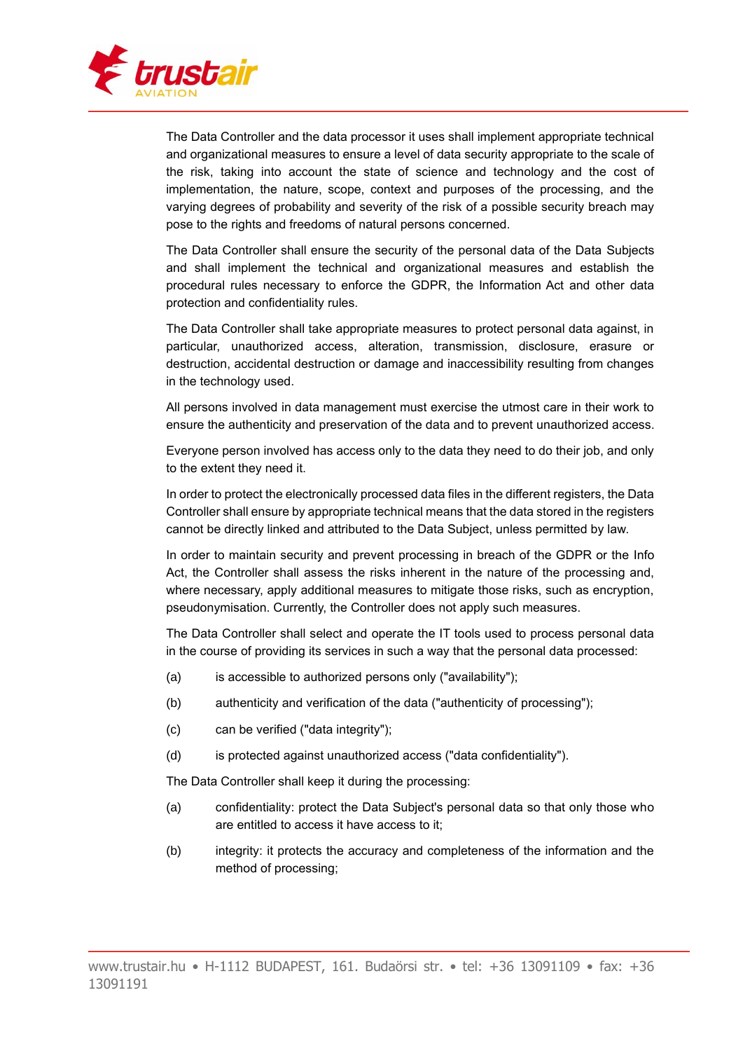The Data Controller and the data processor it uses shall implement appropriate technical and organizational measures to ensure a level of data security appropriate to the scale of the risk, taking into account the state of science and technology and the cost of implementation, the nature, scope, context and purposes of the processing, and the varying degrees of probability and severity of the risk of a possible security breach may pose to the rights and freedoms of natural persons concerned.

The Data Controller shall ensure the security of the personal data of the Data Subjects and shall implement the technical and organizational measures and establish the procedural rules necessary to enforce the GDPR, the Information Act and other data protection and confidentiality rules.

The Data Controller shall take appropriate measures to protect personal data against, in particular, unauthorized access, alteration, transmission, disclosure, erasure or destruction, accidental destruction or damage and inaccessibility resulting from changes in the technology used.

All persons involved in data management must exercise the utmost care in their work to ensure the authenticity and preservation of the data and to prevent unauthorized access.

Everyone person involved has access only to the data they need to do their job, and only to the extent they need it.

In order to protect the electronically processed data files in the different registers, the Data Controller shall ensure by appropriate technical means that the data stored in the registers cannot be directly linked and attributed to the Data Subject, unless permitted by law.

In order to maintain security and prevent processing in breach of the GDPR or the Info Act, the Controller shall assess the risks inherent in the nature of the processing and, where necessary, apply additional measures to mitigate those risks, such as encryption, pseudonymisation. Currently, the Controller does not apply such measures.

The Data Controller shall select and operate the IT tools used to process personal data in the course of providing its services in such a way that the personal data processed:

(a) is accessible to authorized persons only ("availability");

(b) authenticity and verification of the data ("authenticity of processing");

(c) can be verified ("data integrity");

(d) is protected against unauthorized access ("data confidentiality").

The Data Controller shall keep it during the processing:

(a) confidentiality: protect the Data Subject's personal data so that only those who are entitled to access it have access to it;

(b) integrity: it protects the accuracy and completeness of the information and the method of processing;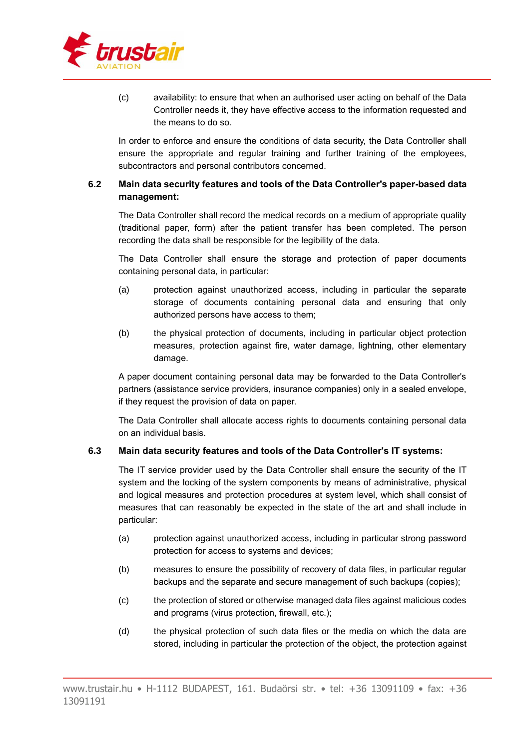(c) availability: to ensure that when an authorised user acting on behalf of the Data Controller needs it, they have effective access to the information requested and the means to do so.

In order to enforce and ensure the conditions of data security, the Data Controller shall ensure the appropriate and regular training and further training of the employees, subcontractors and personal contributors concerned.

### 6.2 Main data security features and tools of the Data Controller's paper-based data management:

The Data Controller shall record the medical records on a medium of appropriate quality (traditional paper, form) after the patient transfer has been completed. The person recording the data shall be responsible for the legibility of the data.

The Data Controller shall ensure the storage and protection of paper documents containing personal data, in particular:

(a) protection against unauthorized access, including in particular the separate storage of documents containing personal data and ensuring that only authorized persons have access to them;

(b) the physical protection of documents, including in particular object protection measures, protection against fire, water damage, lightning, other elementary damage.

A paper document containing personal data may be forwarded to the Data Controller's partners (assistance service providers, insurance companies) only in a sealed envelope, if they request the provision of data on paper.

The Data Controller shall allocate access rights to documents containing personal data on an individual basis.

### 6.3 Main data security features and tools of the Data Controller's IT systems:

The IT service provider used by the Data Controller shall ensure the security of the IT system and the locking of the system components by means of administrative, physical and logical measures and protection procedures at system level, which shall consist of measures that can reasonably be expected in the state of the art and shall include in particular:

(a) protection against unauthorized access, including in particular strong password protection for access to systems and devices;

(b) measures to ensure the possibility of recovery of data files, in particular regular backups and the separate and secure management of such backups (copies);

(c) the protection of stored or otherwise managed data files against malicious codes and programs (virus protection, firewall, etc.);

(d) the physical protection of such data files or the media on which the data are stored, including in particular the protection of the object, the protection against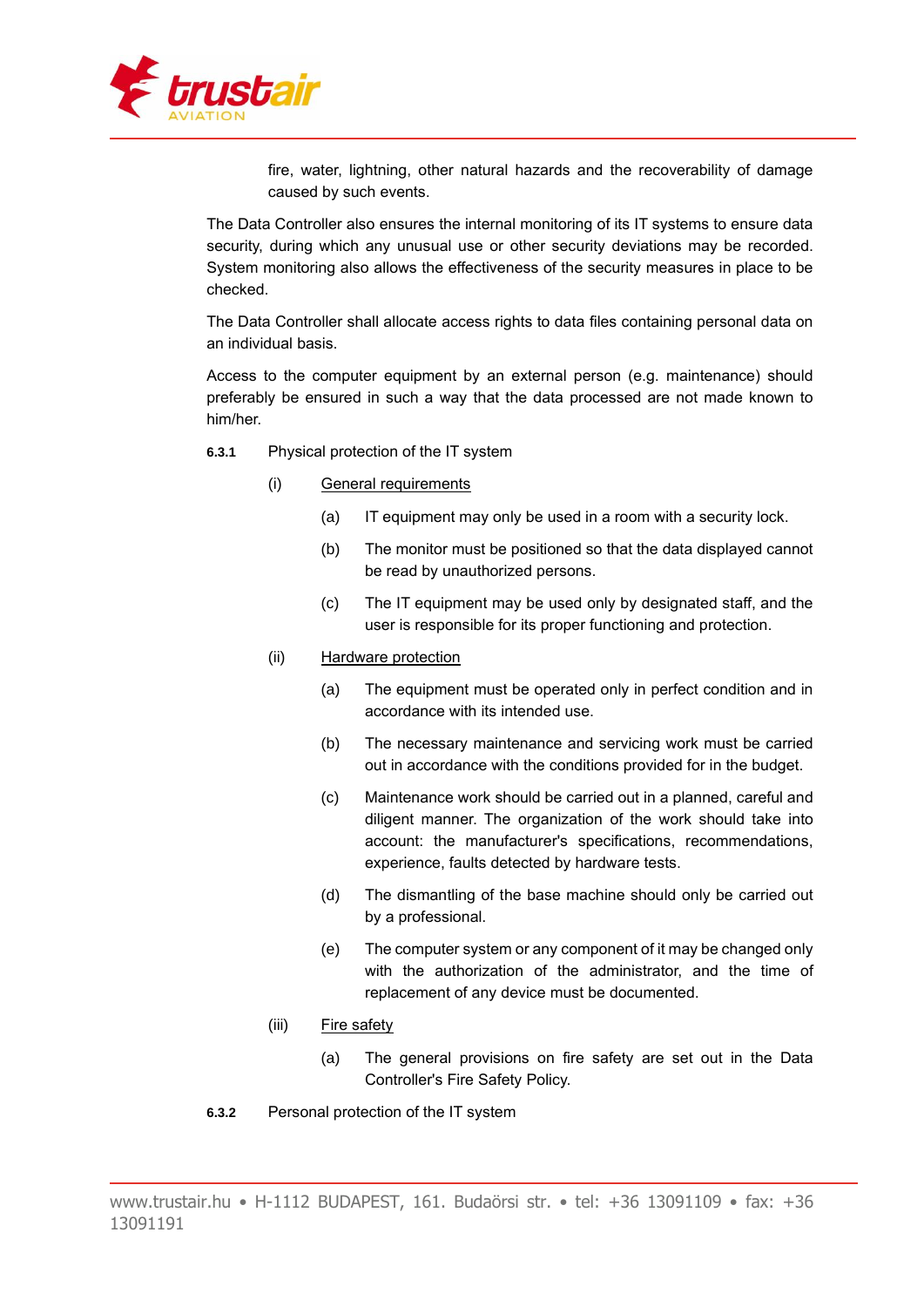fire, water, lightning, other natural hazards and the recoverability of damage caused by such events.

The Data Controller also ensures the internal monitoring of its IT systems to ensure data security, during which any unusual use or other security deviations may be recorded. System monitoring also allows the effectiveness of the security measures in place to be checked.

The Data Controller shall allocate access rights to data files containing personal data on an individual basis.

Access to the computer equipment by an external person (e.g. maintenance) should preferably be ensured in such a way that the data processed are not made known to him/her.

**6.3.1** Physical protection of the IT system

(i) General requirements

(a) IT equipment may only be used in a room with a security lock.

(b) The monitor must be positioned so that the data displayed cannot be read by unauthorized persons.

(c) The IT equipment may be used only by designated staff, and the user is responsible for its proper functioning and protection.

(ii) Hardware protection

(a) The equipment must be operated only in perfect condition and in accordance with its intended use.

(b) The necessary maintenance and servicing work must be carried out in accordance with the conditions provided for in the budget.

(c) Maintenance work should be carried out in a planned, careful and diligent manner. The organization of the work should take into account: the manufacturer's specifications, recommendations, experience, faults detected by hardware tests.

(d) The dismantling of the base machine should only be carried out by a professional.

(e) The computer system or any component of it may be changed only with the authorization of the administrator, and the time of replacement of any device must be documented.

(iii) Fire safety

(a) The general provisions on fire safety are set out in the Data Controller's Fire Safety Policy.

**6.3.2** Personal protection of the IT system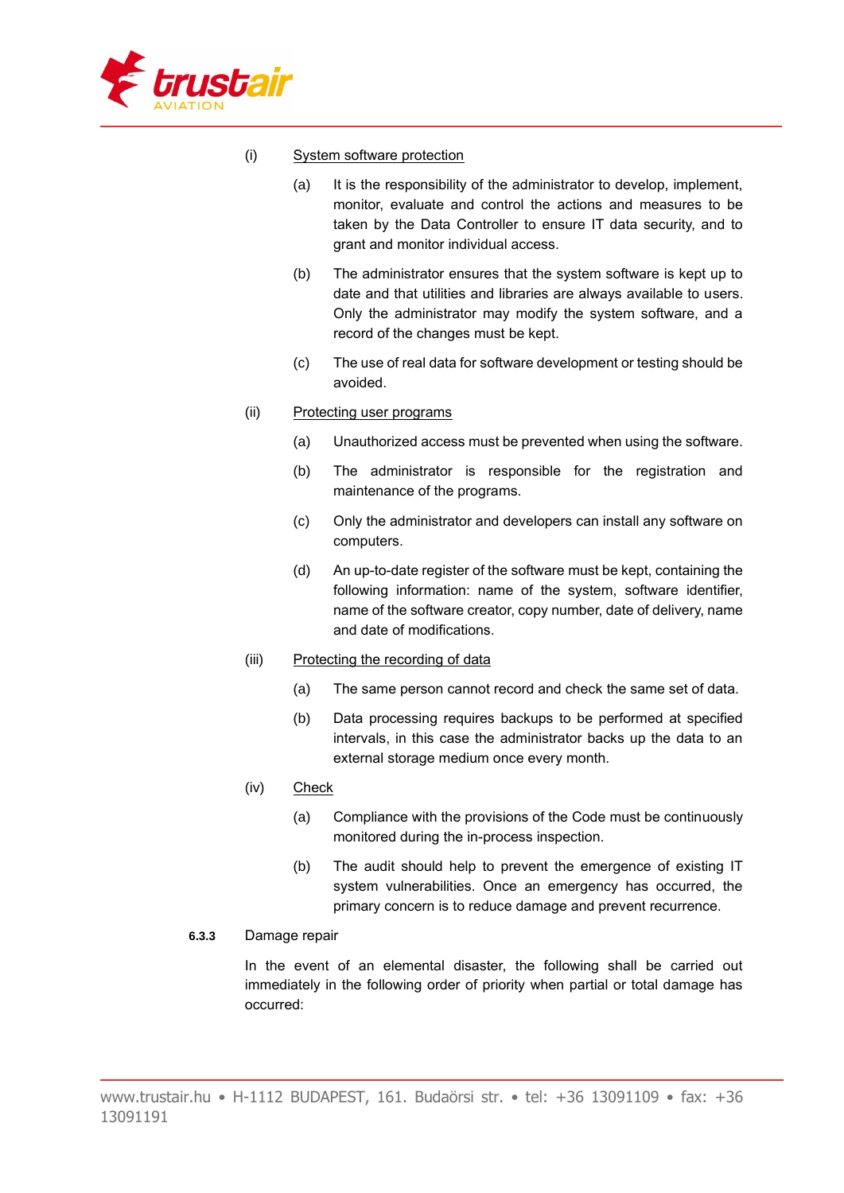(i) System software protection

(a) It is the responsibility of the administrator to develop, implement, monitor, evaluate and control the actions and measures to be taken by the Data Controller to ensure IT data security, and to grant and monitor individual access.

(b) The administrator ensures that the system software is kept up to date and that utilities and libraries are always available to users. Only the administrator may modify the system software, and a record of the changes must be kept.

(c) The use of real data for software development or testing should be avoided.

(ii) Protecting user programs

(a) Unauthorized access must be prevented when using the software.

(b) The administrator is responsible for the registration and maintenance of the programs.

(c) Only the administrator and developers can install any software on computers.

(d) An up-to-date register of the software must be kept, containing the following information: name of the system, software identifier, name of the software creator, copy number, date of delivery, name and date of modifications.

(iii) Protecting the recording of data

(a) The same person cannot record and check the same set of data.

(b) Data processing requires backups to be performed at specified intervals, in this case the administrator backs up the data to an external storage medium once every month.

(iv) Check

(a) Compliance with the provisions of the Code must be continuously monitored during the in-process inspection.

(b) The audit should help to prevent the emergence of existing IT system vulnerabilities. Once an emergency has occurred, the primary concern is to reduce damage and prevent recurrence.

#### 6.3.3 Damage repair

In the event of an elemental disaster, the following shall be carried out immediately in the following order of priority when partial or total damage has occurred: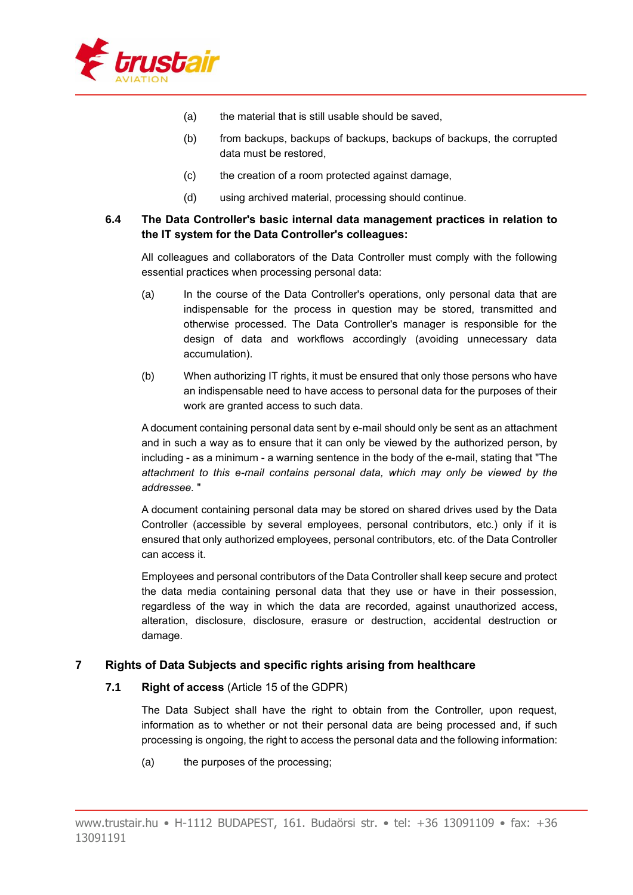(a) the material that is still usable should be saved,

(b) from backups, backups of backups, backups of backups, the corrupted data must be restored,

(c) the creation of a room protected against damage,

(d) using archived material, processing should continue.

### 6.4 The Data Controller's basic internal data management practices in relation to the IT system for the Data Controller's colleagues:

All colleagues and collaborators of the Data Controller must comply with the following essential practices when processing personal data:

(a) In the course of the Data Controller's operations, only personal data that are indispensable for the process in question may be stored, transmitted and otherwise processed. The Data Controller's manager is responsible for the design of data and workflows accordingly (avoiding unnecessary data accumulation).

(b) When authorizing IT rights, it must be ensured that only those persons who have an indispensable need to have access to personal data for the purposes of their work are granted access to such data.

A document containing personal data sent by e-mail should only be sent as an attachment and in such a way as to ensure that it can only be viewed by the authorized person, by including - as a minimum - a warning sentence in the body of the e-mail, stating that "The *attachment to this e-mail contains personal data, which may only be viewed by the addressee.* "

A document containing personal data may be stored on shared drives used by the Data Controller (accessible by several employees, personal contributors, etc.) only if it is ensured that only authorized employees, personal contributors, etc. of the Data Controller can access it.

Employees and personal contributors of the Data Controller shall keep secure and protect the data media containing personal data that they use or have in their possession, regardless of the way in which the data are recorded, against unauthorized access, alteration, disclosure, disclosure, erasure or destruction, accidental destruction or damage.

## 7 Rights of Data Subjects and specific rights arising from healthcare

### 7.1 Right of access (Article 15 of the GDPR)

The Data Subject shall have the right to obtain from the Controller, upon request, information as to whether or not their personal data are being processed and, if such processing is ongoing, the right to access the personal data and the following information:

(a) the purposes of the processing;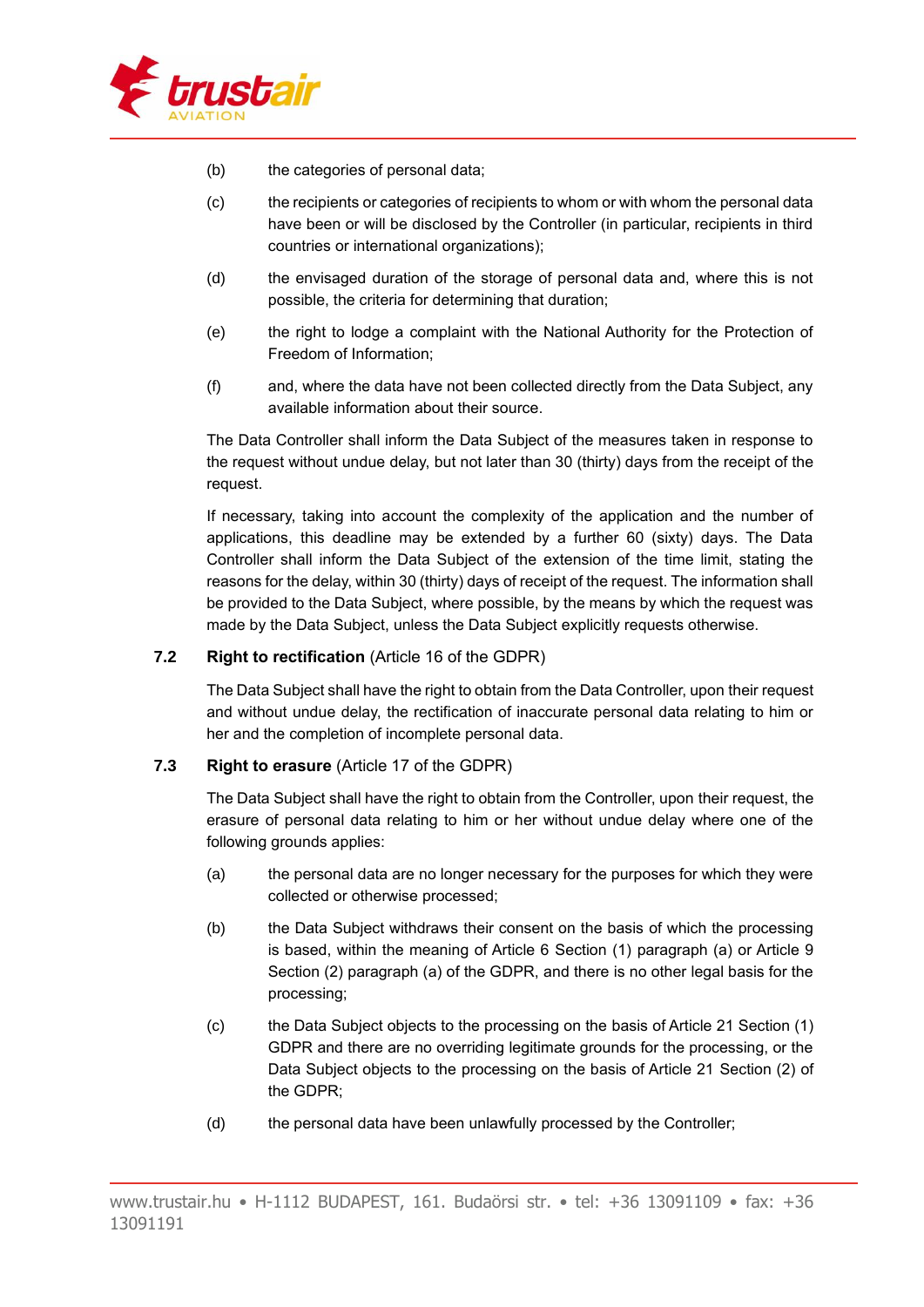(b) the categories of personal data;

(c) the recipients or categories of recipients to whom or with whom the personal data have been or will be disclosed by the Controller (in particular, recipients in third countries or international organizations);

(d) the envisaged duration of the storage of personal data and, where this is not possible, the criteria for determining that duration;

(e) the right to lodge a complaint with the National Authority for the Protection of Freedom of Information;

(f) and, where the data have not been collected directly from the Data Subject, any available information about their source.

The Data Controller shall inform the Data Subject of the measures taken in response to the request without undue delay, but not later than 30 (thirty) days from the receipt of the request.

If necessary, taking into account the complexity of the application and the number of applications, this deadline may be extended by a further 60 (sixty) days. The Data Controller shall inform the Data Subject of the extension of the time limit, stating the reasons for the delay, within 30 (thirty) days of receipt of the request. The information shall be provided to the Data Subject, where possible, by the means by which the request was made by the Data Subject, unless the Data Subject explicitly requests otherwise.

### 7.2 **Right to rectification** (Article 16 of the GDPR)

The Data Subject shall have the right to obtain from the Data Controller, upon their request and without undue delay, the rectification of inaccurate personal data relating to him or her and the completion of incomplete personal data.

### 7.3 **Right to erasure** (Article 17 of the GDPR)

The Data Subject shall have the right to obtain from the Controller, upon their request, the erasure of personal data relating to him or her without undue delay where one of the following grounds applies:

(a) the personal data are no longer necessary for the purposes for which they were collected or otherwise processed;

(b) the Data Subject withdraws their consent on the basis of which the processing is based, within the meaning of Article 6 Section (1) paragraph (a) or Article 9 Section (2) paragraph (a) of the GDPR, and there is no other legal basis for the processing;

(c) the Data Subject objects to the processing on the basis of Article 21 Section (1) GDPR and there are no overriding legitimate grounds for the processing, or the Data Subject objects to the processing on the basis of Article 21 Section (2) of the GDPR;

(d) the personal data have been unlawfully processed by the Controller;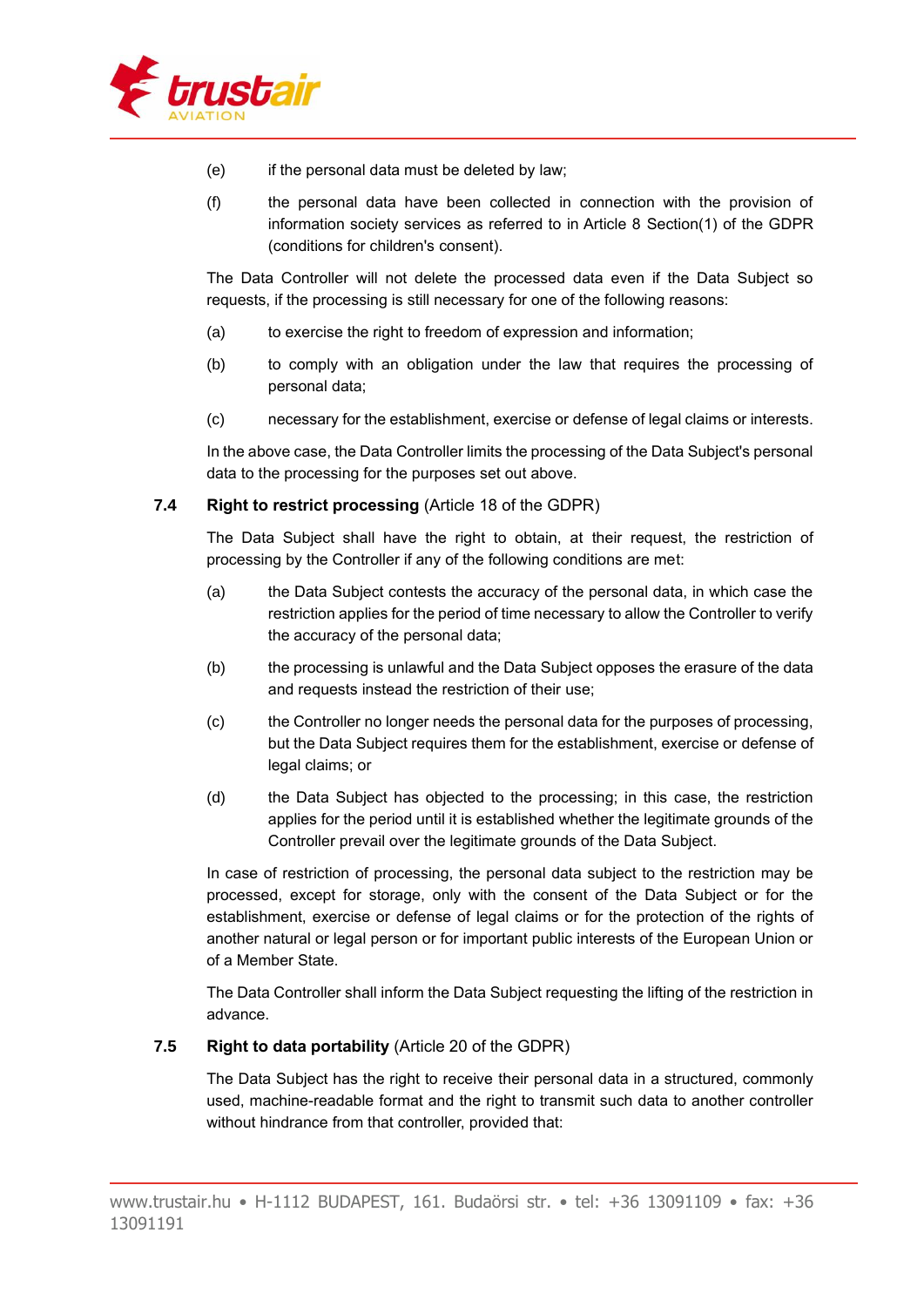(e) if the personal data must be deleted by law;

(f) the personal data have been collected in connection with the provision of information society services as referred to in Article 8 Section(1) of the GDPR (conditions for children's consent).

The Data Controller will not delete the processed data even if the Data Subject so requests, if the processing is still necessary for one of the following reasons:

(a) to exercise the right to freedom of expression and information;

(b) to comply with an obligation under the law that requires the processing of personal data;

(c) necessary for the establishment, exercise or defense of legal claims or interests.

In the above case, the Data Controller limits the processing of the Data Subject's personal data to the processing for the purposes set out above.

### 7.4 **Right to restrict processing** (Article 18 of the GDPR)

The Data Subject shall have the right to obtain, at their request, the restriction of processing by the Controller if any of the following conditions are met:

(a) the Data Subject contests the accuracy of the personal data, in which case the restriction applies for the period of time necessary to allow the Controller to verify the accuracy of the personal data;

(b) the processing is unlawful and the Data Subject opposes the erasure of the data and requests instead the restriction of their use;

(c) the Controller no longer needs the personal data for the purposes of processing, but the Data Subject requires them for the establishment, exercise or defense of legal claims; or

(d) the Data Subject has objected to the processing; in this case, the restriction applies for the period until it is established whether the legitimate grounds of the Controller prevail over the legitimate grounds of the Data Subject.

In case of restriction of processing, the personal data subject to the restriction may be processed, except for storage, only with the consent of the Data Subject or for the establishment, exercise or defense of legal claims or for the protection of the rights of another natural or legal person or for important public interests of the European Union or of a Member State.

The Data Controller shall inform the Data Subject requesting the lifting of the restriction in advance.

### 7.5 **Right to data portability** (Article 20 of the GDPR)

The Data Subject has the right to receive their personal data in a structured, commonly used, machine-readable format and the right to transmit such data to another controller without hindrance from that controller, provided that: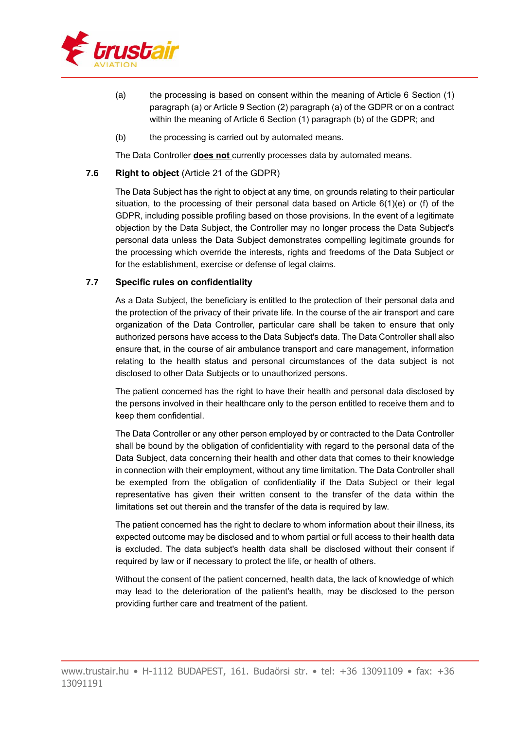(a) the processing is based on consent within the meaning of Article 6 Section (1) paragraph (a) or Article 9 Section (2) paragraph (a) of the GDPR or on a contract within the meaning of Article 6 Section (1) paragraph (b) of the GDPR; and

(b) the processing is carried out by automated means.

The Data Controller **does not** currently processes data by automated means.

### 7.6 Right to object (Article 21 of the GDPR)

The Data Subject has the right to object at any time, on grounds relating to their particular situation, to the processing of their personal data based on Article 6(1)(e) or (f) of the GDPR, including possible profiling based on those provisions. In the event of a legitimate objection by the Data Subject, the Controller may no longer process the Data Subject's personal data unless the Data Subject demonstrates compelling legitimate grounds for the processing which override the interests, rights and freedoms of the Data Subject or for the establishment, exercise or defense of legal claims.

### 7.7 Specific rules on confidentiality

As a Data Subject, the beneficiary is entitled to the protection of their personal data and the protection of the privacy of their private life. In the course of the air transport and care organization of the Data Controller, particular care shall be taken to ensure that only authorized persons have access to the Data Subject's data. The Data Controller shall also ensure that, in the course of air ambulance transport and care management, information relating to the health status and personal circumstances of the data subject is not disclosed to other Data Subjects or to unauthorized persons.

The patient concerned has the right to have their health and personal data disclosed by the persons involved in their healthcare only to the person entitled to receive them and to keep them confidential.

The Data Controller or any other person employed by or contracted to the Data Controller shall be bound by the obligation of confidentiality with regard to the personal data of the Data Subject, data concerning their health and other data that comes to their knowledge in connection with their employment, without any time limitation. The Data Controller shall be exempted from the obligation of confidentiality if the Data Subject or their legal representative has given their written consent to the transfer of the data within the limitations set out therein and the transfer of the data is required by law.

The patient concerned has the right to declare to whom information about their illness, its expected outcome may be disclosed and to whom partial or full access to their health data is excluded. The data subject's health data shall be disclosed without their consent if required by law or if necessary to protect the life, or health of others.

Without the consent of the patient concerned, health data, the lack of knowledge of which may lead to the deterioration of the patient's health, may be disclosed to the person providing further care and treatment of the patient.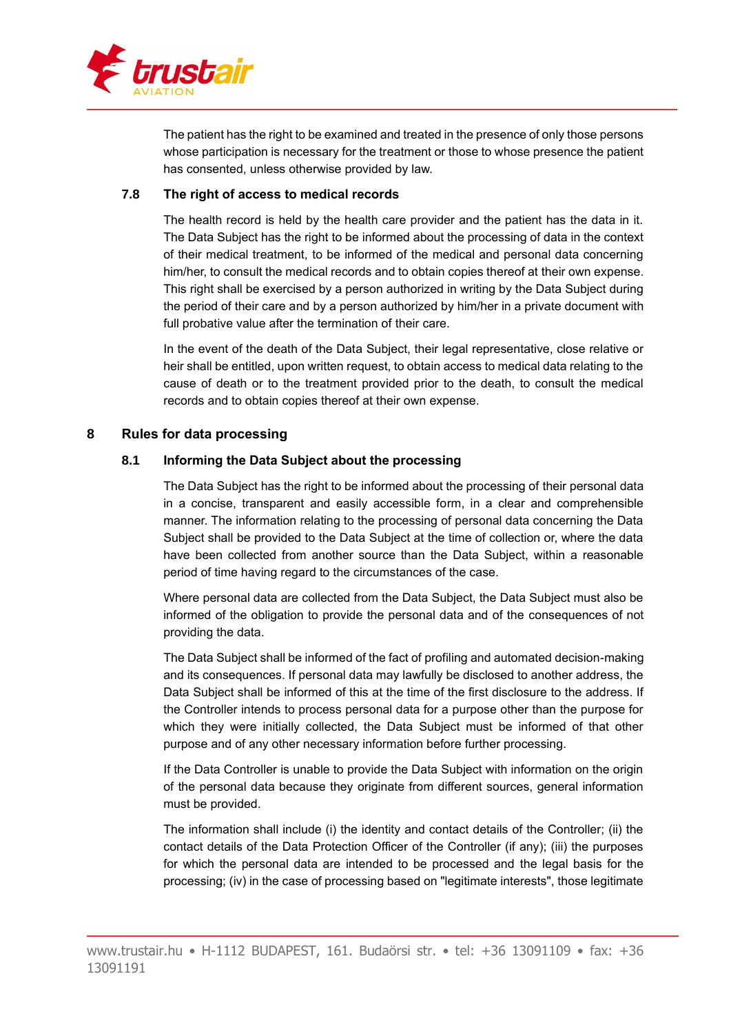The patient has the right to be examined and treated in the presence of only those persons whose participation is necessary for the treatment or those to whose presence the patient has consented, unless otherwise provided by law.

### 7.8 The right of access to medical records

The health record is held by the health care provider and the patient has the data in it. The Data Subject has the right to be informed about the processing of data in the context of their medical treatment, to be informed of the medical and personal data concerning him/her, to consult the medical records and to obtain copies thereof at their own expense. This right shall be exercised by a person authorized in writing by the Data Subject during the period of their care and by a person authorized by him/her in a private document with full probative value after the termination of their care.

In the event of the death of the Data Subject, their legal representative, close relative or heir shall be entitled, upon written request, to obtain access to medical data relating to the cause of death or to the treatment provided prior to the death, to consult the medical records and to obtain copies thereof at their own expense.

## 8 Rules for data processing

### 8.1 Informing the Data Subject about the processing

The Data Subject has the right to be informed about the processing of their personal data in a concise, transparent and easily accessible form, in a clear and comprehensible manner. The information relating to the processing of personal data concerning the Data Subject shall be provided to the Data Subject at the time of collection or, where the data have been collected from another source than the Data Subject, within a reasonable period of time having regard to the circumstances of the case.

Where personal data are collected from the Data Subject, the Data Subject must also be informed of the obligation to provide the personal data and of the consequences of not providing the data.

The Data Subject shall be informed of the fact of profiling and automated decision-making and its consequences. If personal data may lawfully be disclosed to another address, the Data Subject shall be informed of this at the time of the first disclosure to the address. If the Controller intends to process personal data for a purpose other than the purpose for which they were initially collected, the Data Subject must be informed of that other purpose and of any other necessary information before further processing.

If the Data Controller is unable to provide the Data Subject with information on the origin of the personal data because they originate from different sources, general information must be provided.

The information shall include (i) the identity and contact details of the Controller; (ii) the contact details of the Data Protection Officer of the Controller (if any); (iii) the purposes for which the personal data are intended to be processed and the legal basis for the processing; (iv) in the case of processing based on "legitimate interests", those legitimate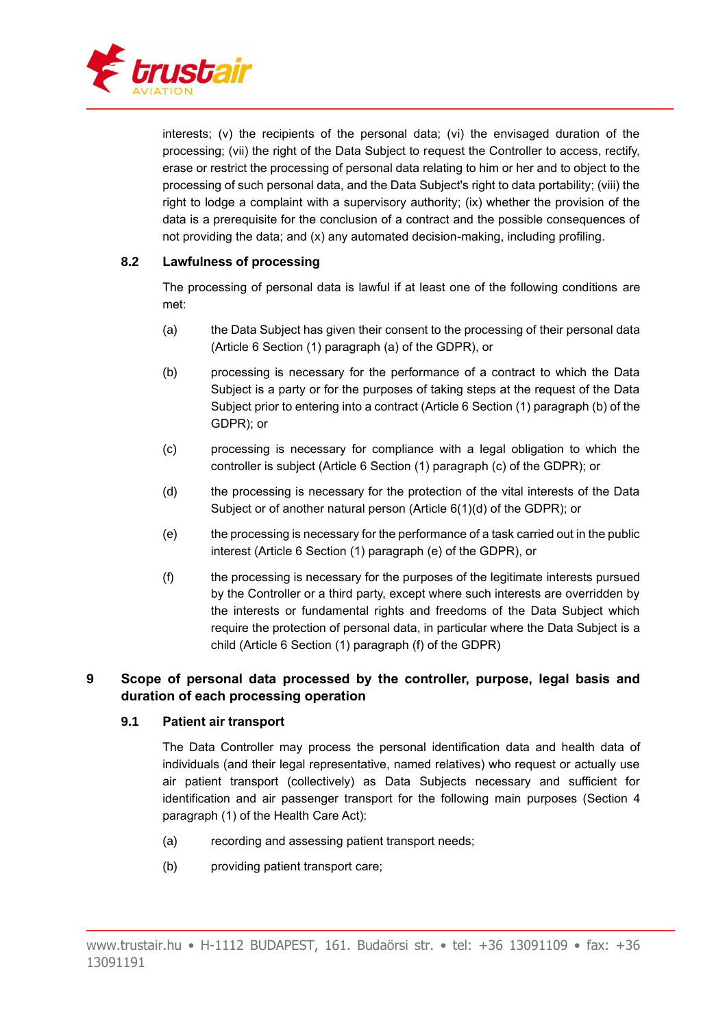interests; (v) the recipients of the personal data; (vi) the envisaged duration of the processing; (vii) the right of the Data Subject to request the Controller to access, rectify, erase or restrict the processing of personal data relating to him or her and to object to the processing of such personal data, and the Data Subject's right to data portability; (viii) the right to lodge a complaint with a supervisory authority; (ix) whether the provision of the data is a prerequisite for the conclusion of a contract and the possible consequences of not providing the data; and (x) any automated decision-making, including profiling.

### 8.2 Lawfulness of processing

The processing of personal data is lawful if at least one of the following conditions are met:

(a) the Data Subject has given their consent to the processing of their personal data (Article 6 Section (1) paragraph (a) of the GDPR), or

(b) processing is necessary for the performance of a contract to which the Data Subject is a party or for the purposes of taking steps at the request of the Data Subject prior to entering into a contract (Article 6 Section (1) paragraph (b) of the GDPR); or

(c) processing is necessary for compliance with a legal obligation to which the controller is subject (Article 6 Section (1) paragraph (c) of the GDPR); or

(d) the processing is necessary for the protection of the vital interests of the Data Subject or of another natural person (Article 6(1)(d) of the GDPR); or

(e) the processing is necessary for the performance of a task carried out in the public interest (Article 6 Section (1) paragraph (e) of the GDPR), or

(f) the processing is necessary for the purposes of the legitimate interests pursued by the Controller or a third party, except where such interests are overridden by the interests or fundamental rights and freedoms of the Data Subject which require the protection of personal data, in particular where the Data Subject is a child (Article 6 Section (1) paragraph (f) of the GDPR)

## 9 Scope of personal data processed by the controller, purpose, legal basis and duration of each processing operation

### 9.1 Patient air transport

The Data Controller may process the personal identification data and health data of individuals (and their legal representative, named relatives) who request or actually use air patient transport (collectively) as Data Subjects necessary and sufficient for identification and air passenger transport for the following main purposes (Section 4 paragraph (1) of the Health Care Act):

(a) recording and assessing patient transport needs;

(b) providing patient transport care;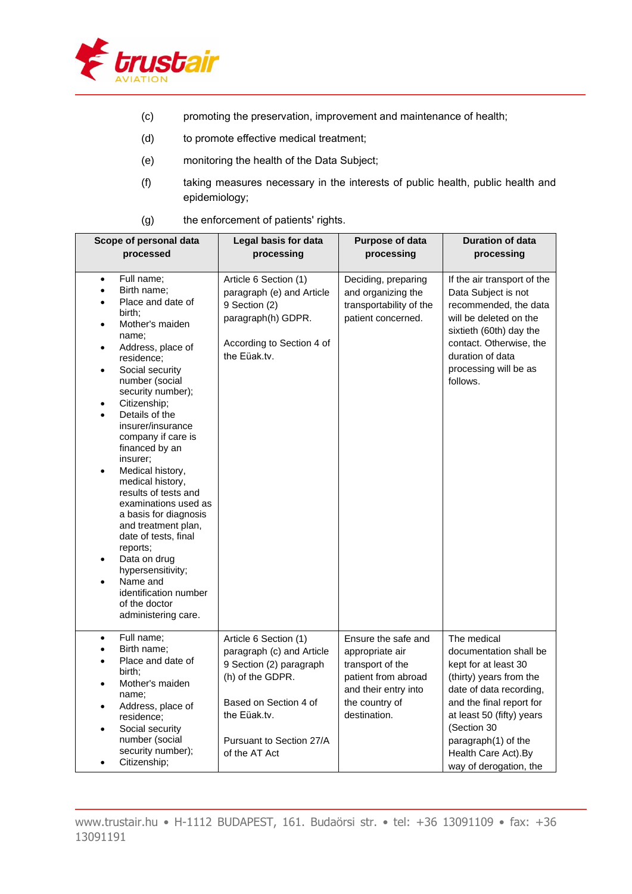(c) promoting the preservation, improvement and maintenance of health;

(d) to promote effective medical treatment;

(e) monitoring the health of the Data Subject;

(f) taking measures necessary in the interests of public health, public health and epidemiology;

(g) the enforcement of patients' rights.

| Scope of personal data processed | Legal basis for data processing | Purpose of data processing | Duration of data processing |
|---|---|---|---|
| • Full name;<br>• Birth name;<br>• Place and date of birth;<br>• Mother's maiden name;<br>• Address, place of residence;<br>• Social security number (social security number);<br>• Citizenship;<br>• Details of the insurer/insurance company if care is financed by an insurer;<br>• Medical history, medical history, results of tests and examinations used as a basis for diagnosis and treatment plan, date of tests, final reports;<br>• Data on drug hypersensitivity;<br>• Name and identification number of the doctor administering care. | Article 6 Section (1) paragraph (e) and Article 9 Section (2) paragraph(h) GDPR.<br><br>According to Section 4 of the Eüak.tv. | Deciding, preparing and organizing the transportability of the patient concerned. | If the air transport of the Data Subject is not recommended, the data will be deleted on the sixtieth (60th) day the contact. Otherwise, the duration of data processing will be as follows. |
| • Full name;<br>• Birth name;<br>• Place and date of birth;<br>• Mother's maiden name;<br>• Address, place of residence;<br>• Social security number (social security number);<br>• Citizenship; | Article 6 Section (1) paragraph (c) and Article 9 Section (2) paragraph (h) of the GDPR.<br><br>Based on Section 4 of the Eüak.tv.<br><br>Pursuant to Section 27/A of the AT Act | Ensure the safe and appropriate air transport of the patient from abroad and their entry into the country of destination. | The medical documentation shall be kept for at least 30 (thirty) years from the date of data recording, and the final report for at least 50 (fifty) years (Section 30 paragraph(1) of the Health Care Act).By way of derogation, the |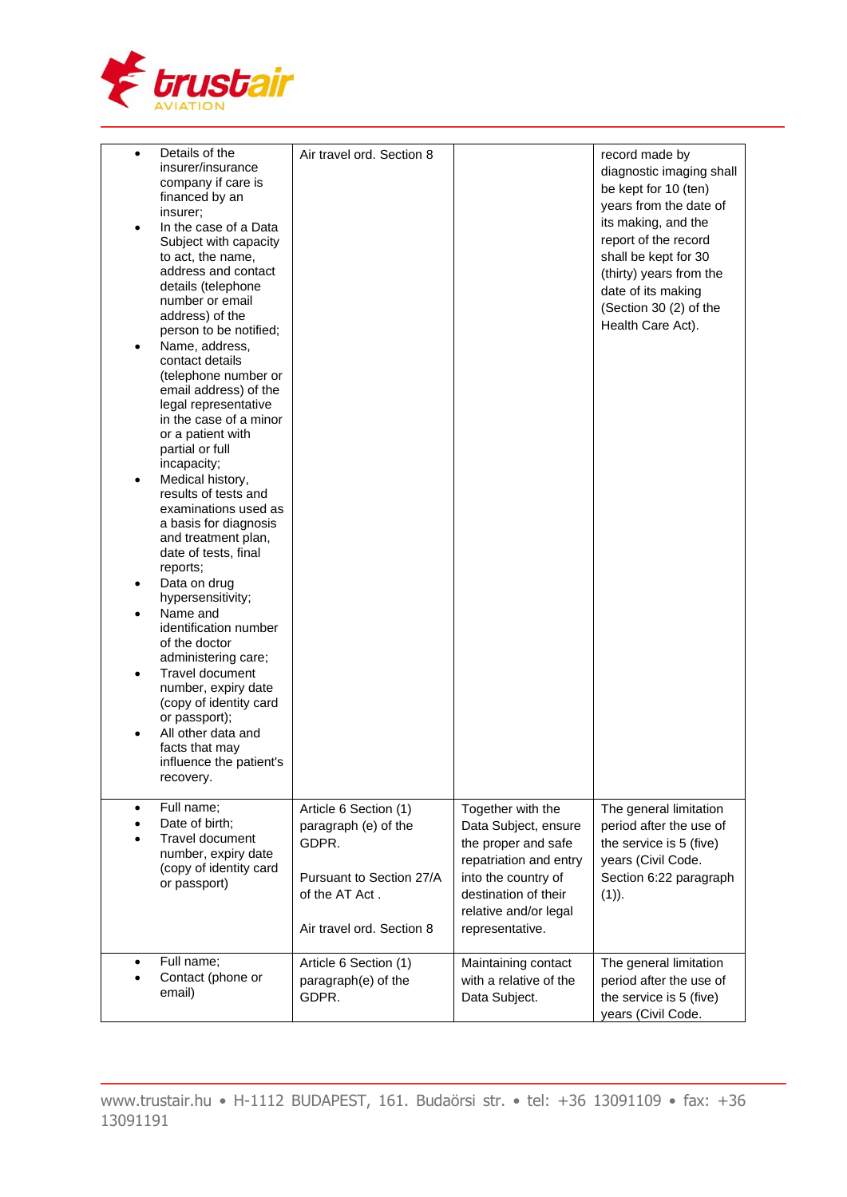| | | | |
|---|---|---|---|
| • Details of the insurer/insurance company if care is financed by an insurer;<br>• In the case of a Data Subject with capacity to act, the name, address and contact details (telephone number or email address) of the person to be notified;<br>• Name, address, contact details (telephone number or email address) of the legal representative in the case of a minor or a patient with partial or full incapacity;<br>• Medical history, results of tests and examinations used as a basis for diagnosis and treatment plan, date of tests, final reports;<br>• Data on drug hypersensitivity;<br>• Name and identification number of the doctor administering care;<br>• Travel document number, expiry date (copy of identity card or passport);<br>• All other data and facts that may influence the patient's recovery. | Air travel ord. Section 8 | | record made by diagnostic imaging shall be kept for 10 (ten) years from the date of its making, and the report of the record shall be kept for 30 (thirty) years from the date of its making (Section 30 (2) of the Health Care Act). |
| • Full name;<br>• Date of birth;<br>• Travel document number, expiry date (copy of identity card or passport) | Article 6 Section (1) paragraph (e) of the GDPR.<br><br>Pursuant to Section 27/A of the AT Act .<br><br>Air travel ord. Section 8 | Together with the Data Subject, ensure the proper and safe repatriation and entry into the country of destination of their relative and/or legal representative. | The general limitation period after the use of the service is 5 (five) years (Civil Code. Section 6:22 paragraph (1)). |
| • Full name;<br>• Contact (phone or email) | Article 6 Section (1) paragraph(e) of the GDPR. | Maintaining contact with a relative of the Data Subject. | The general limitation period after the use of the service is 5 (five) years (Civil Code. |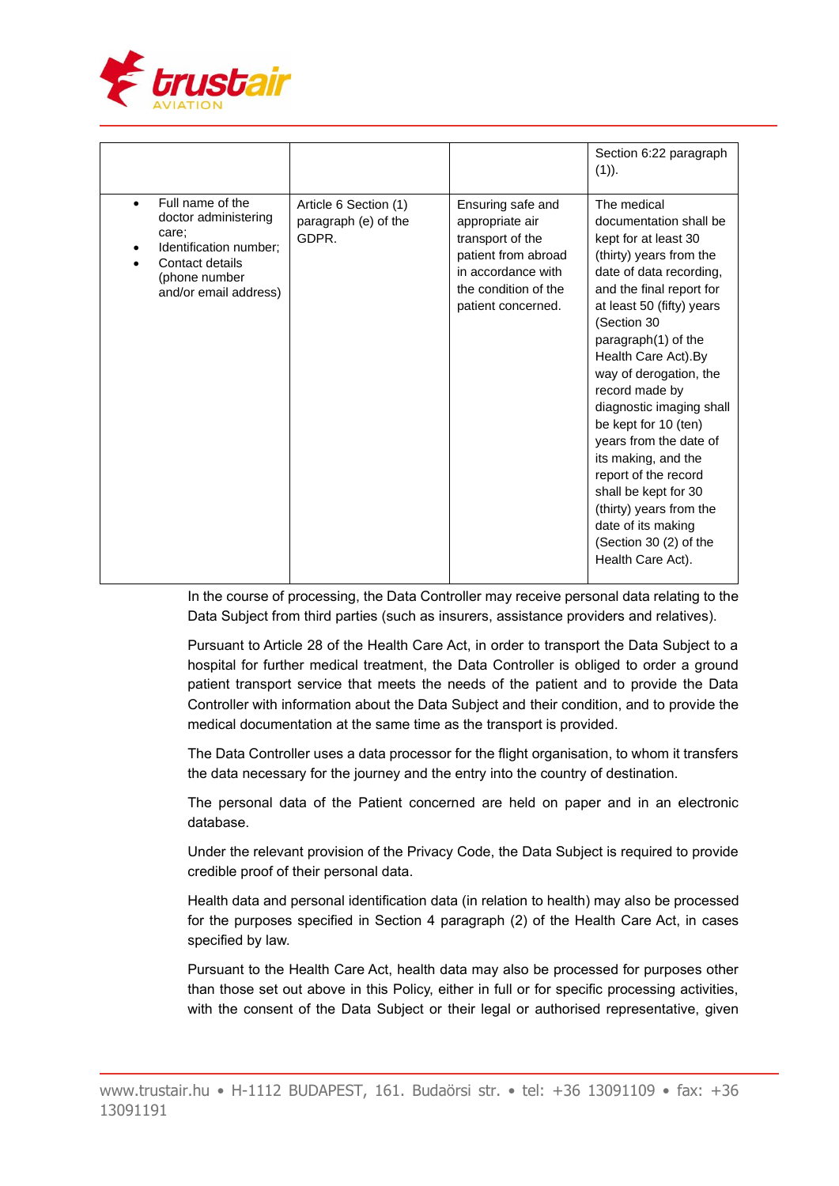| | | | |
|---|---|---|---|
| | | | Section 6:22 paragraph (1)). |
| • Full name of the doctor administering care;<br>• Identification number;<br>• Contact details (phone number and/or email address) | Article 6 Section (1) paragraph (e) of the GDPR. | Ensuring safe and appropriate air transport of the patient from abroad in accordance with the condition of the patient concerned. | The medical documentation shall be kept for at least 30 (thirty) years from the date of data recording, and the final report for at least 50 (fifty) years (Section 30 paragraph(1) of the Health Care Act).By way of derogation, the record made by diagnostic imaging shall be kept for 10 (ten) years from the date of its making, and the report of the record shall be kept for 30 (thirty) years from the date of its making (Section 30 (2) of the Health Care Act). |

In the course of processing, the Data Controller may receive personal data relating to the Data Subject from third parties (such as insurers, assistance providers and relatives).

Pursuant to Article 28 of the Health Care Act, in order to transport the Data Subject to a hospital for further medical treatment, the Data Controller is obliged to order a ground patient transport service that meets the needs of the patient and to provide the Data Controller with information about the Data Subject and their condition, and to provide the medical documentation at the same time as the transport is provided.

The Data Controller uses a data processor for the flight organisation, to whom it transfers the data necessary for the journey and the entry into the country of destination.

The personal data of the Patient concerned are held on paper and in an electronic database.

Under the relevant provision of the Privacy Code, the Data Subject is required to provide credible proof of their personal data.

Health data and personal identification data (in relation to health) may also be processed for the purposes specified in Section 4 paragraph (2) of the Health Care Act, in cases specified by law.

Pursuant to the Health Care Act, health data may also be processed for purposes other than those set out above in this Policy, either in full or for specific processing activities, with the consent of the Data Subject or their legal or authorised representative, given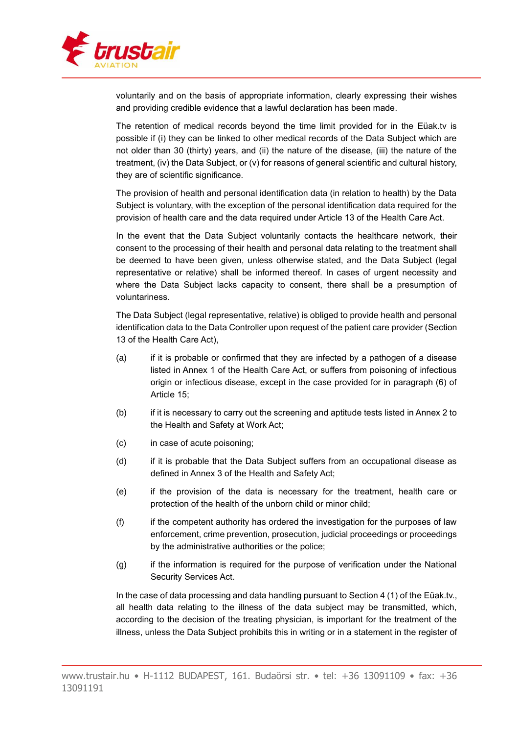voluntarily and on the basis of appropriate information, clearly expressing their wishes and providing credible evidence that a lawful declaration has been made.

The retention of medical records beyond the time limit provided for in the Eüak.tv is possible if (i) they can be linked to other medical records of the Data Subject which are not older than 30 (thirty) years, and (ii) the nature of the disease, (iii) the nature of the treatment, (iv) the Data Subject, or (v) for reasons of general scientific and cultural history, they are of scientific significance.

The provision of health and personal identification data (in relation to health) by the Data Subject is voluntary, with the exception of the personal identification data required for the provision of health care and the data required under Article 13 of the Health Care Act.

In the event that the Data Subject voluntarily contacts the healthcare network, their consent to the processing of their health and personal data relating to the treatment shall be deemed to have been given, unless otherwise stated, and the Data Subject (legal representative or relative) shall be informed thereof. In cases of urgent necessity and where the Data Subject lacks capacity to consent, there shall be a presumption of voluntariness.

The Data Subject (legal representative, relative) is obliged to provide health and personal identification data to the Data Controller upon request of the patient care provider (Section 13 of the Health Care Act),

(a) if it is probable or confirmed that they are infected by a pathogen of a disease listed in Annex 1 of the Health Care Act, or suffers from poisoning of infectious origin or infectious disease, except in the case provided for in paragraph (6) of Article 15;

(b) if it is necessary to carry out the screening and aptitude tests listed in Annex 2 to the Health and Safety at Work Act;

(c) in case of acute poisoning;

(d) if it is probable that the Data Subject suffers from an occupational disease as defined in Annex 3 of the Health and Safety Act;

(e) if the provision of the data is necessary for the treatment, health care or protection of the health of the unborn child or minor child;

(f) if the competent authority has ordered the investigation for the purposes of law enforcement, crime prevention, prosecution, judicial proceedings or proceedings by the administrative authorities or the police;

(g) if the information is required for the purpose of verification under the National Security Services Act.

In the case of data processing and data handling pursuant to Section 4 (1) of the Eüak.tv., all health data relating to the illness of the data subject may be transmitted, which, according to the decision of the treating physician, is important for the treatment of the illness, unless the Data Subject prohibits this in writing or in a statement in the register of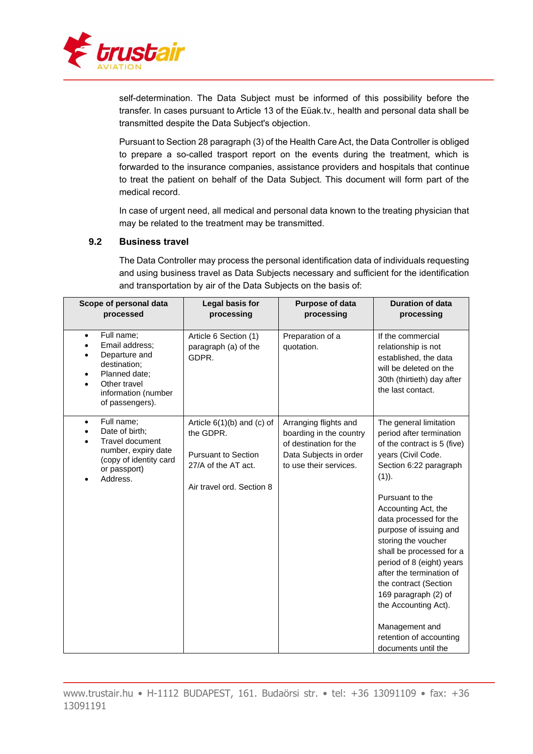self-determination. The Data Subject must be informed of this possibility before the transfer. In cases pursuant to Article 13 of the Eüak.tv., health and personal data shall be transmitted despite the Data Subject's objection.

Pursuant to Section 28 paragraph (3) of the Health Care Act, the Data Controller is obliged to prepare a so-called trasport report on the events during the treatment, which is forwarded to the insurance companies, assistance providers and hospitals that continue to treat the patient on behalf of the Data Subject. This document will form part of the medical record.

In case of urgent need, all medical and personal data known to the treating physician that may be related to the treatment may be transmitted.

### 9.2 Business travel

The Data Controller may process the personal identification data of individuals requesting and using business travel as Data Subjects necessary and sufficient for the identification and transportation by air of the Data Subjects on the basis of:

| Scope of personal data processed | Legal basis for processing | Purpose of data processing | Duration of data processing |
|---|---|---|---|
| • Full name;<br>• Email address;<br>• Departure and destination;<br>• Planned date;<br>• Other travel information (number of passengers). | Article 6 Section (1) paragraph (a) of the GDPR. | Preparation of a quotation. | If the commercial relationship is not established, the data will be deleted on the 30th (thirtieth) day after the last contact. |
| • Full name;<br>• Date of birth;<br>• Travel document number, expiry date (copy of identity card or passport)<br>• Address. | Article 6(1)(b) and (c) of the GDPR.<br><br>Pursuant to Section 27/A of the AT act.<br><br>Air travel ord. Section 8 | Arranging flights and boarding in the country of destination for the Data Subjects in order to use their services. | The general limitation period after termination of the contract is 5 (five) years (Civil Code. Section 6:22 paragraph (1)).<br><br>Pursuant to the Accounting Act, the data processed for the purpose of issuing and storing the voucher shall be processed for a period of 8 (eight) years after the termination of the contract (Section 169 paragraph (2) of the Accounting Act).<br><br>Management and retention of accounting documents until the |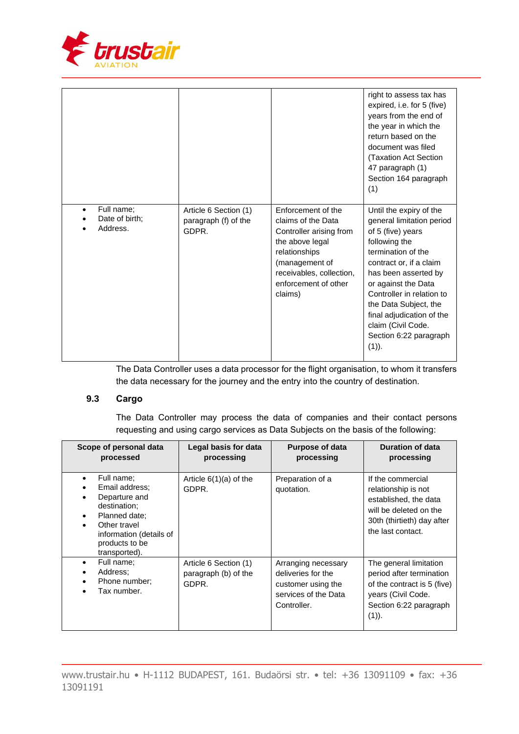| | | | |
|---|---|---|---|
| | | | right to assess tax has expired, i.e. for 5 (five) years from the end of the year in which the return based on the document was filed (Taxation Act Section 47 paragraph (1) Section 164 paragraph (1) |
| • Full name;<br>• Date of birth;<br>• Address. | Article 6 Section (1) paragraph (f) of the GDPR. | Enforcement of the claims of the Data Controller arising from the above legal relationships (management of receivables, collection, enforcement of other claims) | Until the expiry of the general limitation period of 5 (five) years following the termination of the contract or, if a claim has been asserted by or against the Data Controller in relation to the Data Subject, the final adjudication of the claim (Civil Code. Section 6:22 paragraph (1)). |

The Data Controller uses a data processor for the flight organisation, to whom it transfers the data necessary for the journey and the entry into the country of destination.

### 9.3 Cargo

The Data Controller may process the data of companies and their contact persons requesting and using cargo services as Data Subjects on the basis of the following:

| Scope of personal data processed | Legal basis for data processing | Purpose of data processing | Duration of data processing |
|---|---|---|---|
| • Full name;<br>• Email address;<br>• Departure and destination;<br>• Planned date;<br>• Other travel information (details of products to be transported). | Article 6(1)(a) of the GDPR. | Preparation of a quotation. | If the commercial relationship is not established, the data will be deleted on the 30th (thirtieth) day after the last contact. |
| • Full name;<br>• Address;<br>• Phone number;<br>• Tax number. | Article 6 Section (1) paragraph (b) of the GDPR. | Arranging necessary deliveries for the customer using the services of the Data Controller. | The general limitation period after termination of the contract is 5 (five) years (Civil Code. Section 6:22 paragraph (1)). |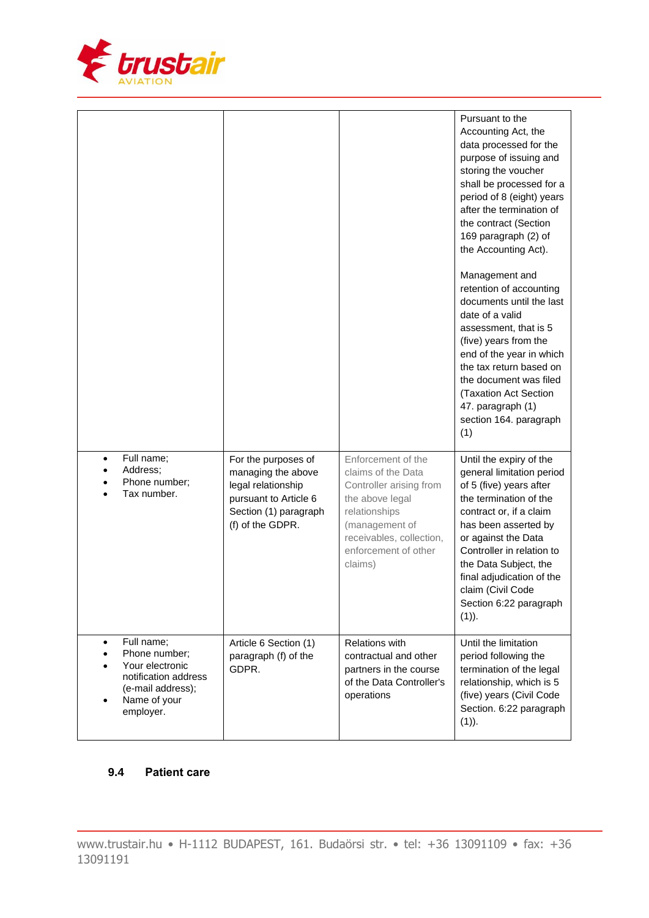| | | | |
|---|---|---|---|
| | | | Pursuant to the Accounting Act, the data processed for the purpose of issuing and storing the voucher shall be processed for a period of 8 (eight) years after the termination of the contract (Section 169 paragraph (2) of the Accounting Act).<br><br>Management and retention of accounting documents until the last date of a valid assessment, that is 5 (five) years from the end of the year in which the tax return based on the document was filed (Taxation Act Section 47. paragraph (1) section 164. paragraph (1) |
| • Full name;<br>• Address;<br>• Phone number;<br>• Tax number. | For the purposes of managing the above legal relationship pursuant to Article 6 Section (1) paragraph (f) of the GDPR. | Enforcement of the claims of the Data Controller arising from the above legal relationships (management of receivables, collection, enforcement of other claims) | Until the expiry of the general limitation period of 5 (five) years after the termination of the contract or, if a claim has been asserted by or against the Data Controller in relation to the Data Subject, the final adjudication of the claim (Civil Code Section 6:22 paragraph (1)). |
| • Full name;<br>• Phone number;<br>• Your electronic notification address (e-mail address);<br>• Name of your employer. | Article 6 Section (1) paragraph (f) of the GDPR. | Relations with contractual and other partners in the course of the Data Controller's operations | Until the limitation period following the termination of the legal relationship, which is 5 (five) years (Civil Code Section. 6:22 paragraph (1)). |

### 9.4 Patient care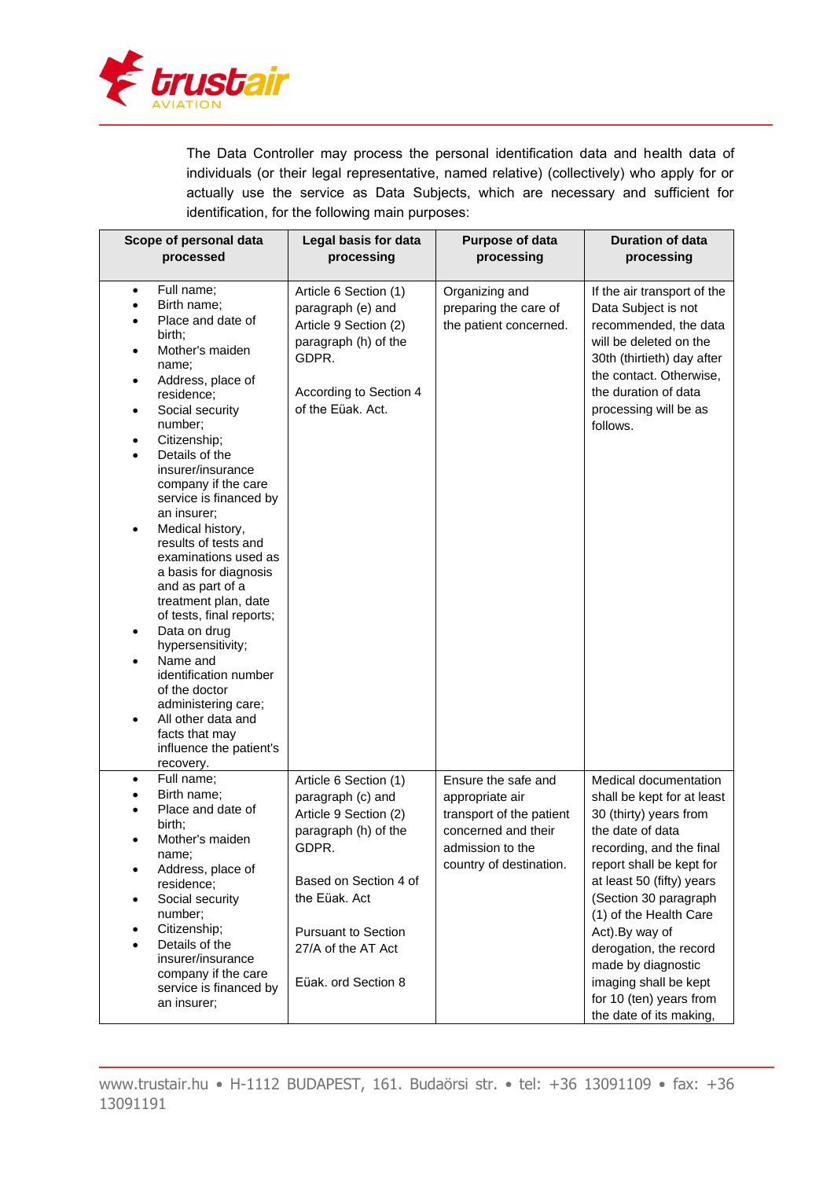The Data Controller may process the personal identification data and health data of individuals (or their legal representative, named relative) (collectively) who apply for or actually use the service as Data Subjects, which are necessary and sufficient for identification, for the following main purposes:

| Scope of personal data processed | Legal basis for data processing | Purpose of data processing | Duration of data processing |
|---|---|---|---|
| • Full name;<br>• Birth name;<br>• Place and date of birth;<br>• Mother's maiden name;<br>• Address, place of residence;<br>• Social security number;<br>• Citizenship;<br>• Details of the insurer/insurance company if the care service is financed by an insurer;<br>• Medical history, results of tests and examinations used as a basis for diagnosis and as part of a treatment plan, date of tests, final reports;<br>• Data on drug hypersensitivity;<br>• Name and identification number of the doctor administering care;<br>• All other data and facts that may influence the patient's recovery. | Article 6 Section (1) paragraph (e) and Article 9 Section (2) paragraph (h) of the GDPR.<br><br>According to Section 4 of the Eüak. Act. | Organizing and preparing the care of the patient concerned. | If the air transport of the Data Subject is not recommended, the data will be deleted on the 30th (thirtieth) day after the contact. Otherwise, the duration of data processing will be as follows. |
| • Full name;<br>• Birth name;<br>• Place and date of birth;<br>• Mother's maiden name;<br>• Address, place of residence;<br>• Social security number;<br>• Citizenship;<br>• Details of the insurer/insurance company if the care service is financed by an insurer; | Article 6 Section (1) paragraph (c) and Article 9 Section (2) paragraph (h) of the GDPR.<br><br>Based on Section 4 of the Eüak. Act<br><br>Pursuant to Section 27/A of the AT Act<br><br>Eüak. ord Section 8 | Ensure the safe and appropriate air transport of the patient concerned and their admission to the country of destination. | Medical documentation shall be kept for at least 30 (thirty) years from the date of data recording, and the final report shall be kept for at least 50 (fifty) years (Section 30 paragraph (1) of the Health Care Act).By way of derogation, the record made by diagnostic imaging shall be kept for 10 (ten) years from the date of its making, |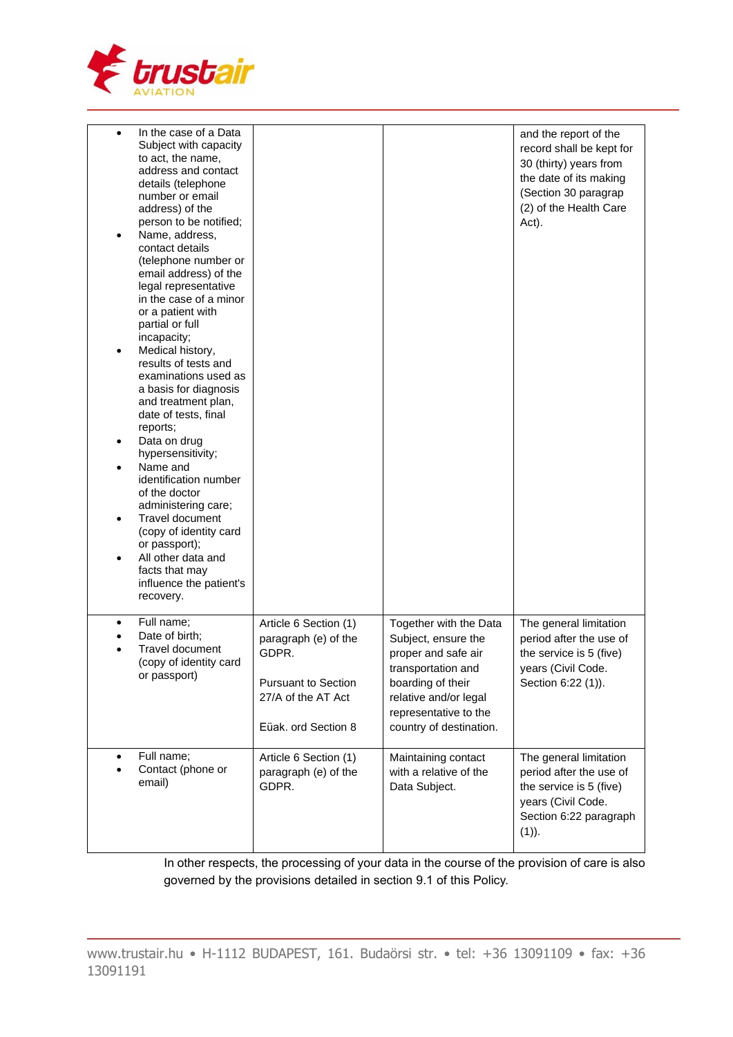| | | | |
|---|---|---|---|
| • In the case of a Data Subject with capacity to act, the name, address and contact details (telephone number or email address) of the person to be notified;<br>• Name, address, contact details (telephone number or email address) of the legal representative in the case of a minor or a patient with partial or full incapacity;<br>• Medical history, results of tests and examinations used as a basis for diagnosis and treatment plan, date of tests, final reports;<br>• Data on drug hypersensitivity;<br>• Name and identification number of the doctor administering care;<br>• Travel document (copy of identity card or passport);<br>• All other data and facts that may influence the patient's recovery. | | | and the report of the record shall be kept for 30 (thirty) years from the date of its making (Section 30 paragrap (2) of the Health Care Act). |
| • Full name;<br>• Date of birth;<br>• Travel document (copy of identity card or passport) | Article 6 Section (1) paragraph (e) of the GDPR.<br><br>Pursuant to Section 27/A of the AT Act<br><br>Eüak. ord Section 8 | Together with the Data Subject, ensure the proper and safe air transportation and boarding of their relative and/or legal representative to the country of destination. | The general limitation period after the use of the service is 5 (five) years (Civil Code. Section 6:22 (1)). |
| • Full name;<br>• Contact (phone or email) | Article 6 Section (1) paragraph (e) of the GDPR. | Maintaining contact with a relative of the Data Subject. | The general limitation period after the use of the service is 5 (five) years (Civil Code. Section 6:22 paragraph (1)). |

In other respects, the processing of your data in the course of the provision of care is also governed by the provisions detailed in section 9.1 of this Policy.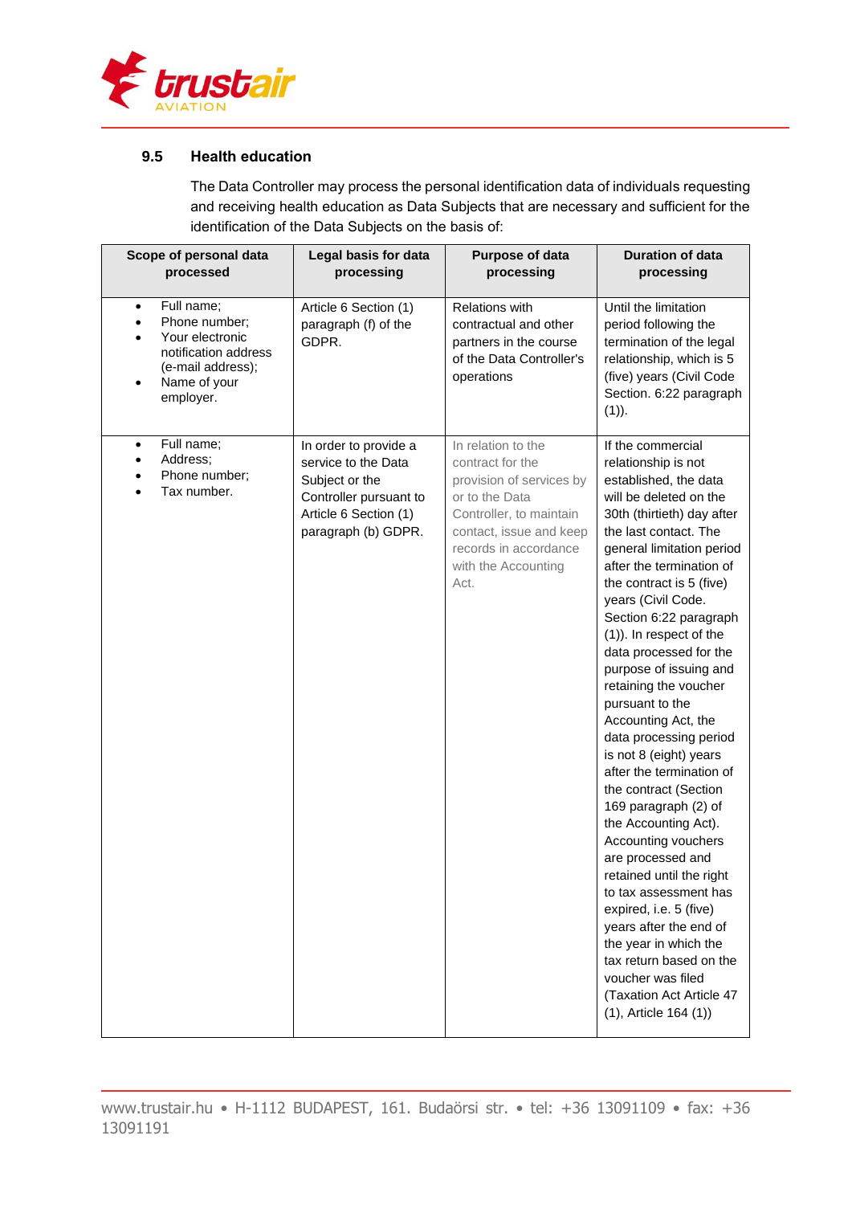### 9.5 Health education

The Data Controller may process the personal identification data of individuals requesting and receiving health education as Data Subjects that are necessary and sufficient for the identification of the Data Subjects on the basis of:

| Scope of personal data processed | Legal basis for data processing | Purpose of data processing | Duration of data processing |
|---|---|---|---|
| • Full name;<br>• Phone number;<br>• Your electronic notification address (e-mail address);<br>• Name of your employer. | Article 6 Section (1) paragraph (f) of the GDPR. | Relations with contractual and other partners in the course of the Data Controller's operations | Until the limitation period following the termination of the legal relationship, which is 5 (five) years (Civil Code Section. 6:22 paragraph (1)). |
| • Full name;<br>• Address;<br>• Phone number;<br>• Tax number. | In order to provide a service to the Data Subject or the Controller pursuant to Article 6 Section (1) paragraph (b) GDPR. | In relation to the contract for the provision of services by or to the Data Controller, to maintain contact, issue and keep records in accordance with the Accounting Act. | If the commercial relationship is not established, the data will be deleted on the 30th (thirtieth) day after the last contact. The general limitation period after the termination of the contract is 5 (five) years (Civil Code. Section 6:22 paragraph (1)). In respect of the data processed for the purpose of issuing and retaining the voucher pursuant to the Accounting Act, the data processing period is not 8 (eight) years after the termination of the contract (Section 169 paragraph (2) of the Accounting Act). Accounting vouchers are processed and retained until the right to tax assessment has expired, i.e. 5 (five) years after the end of the year in which the tax return based on the voucher was filed (Taxation Act Article 47 (1), Article 164 (1)) |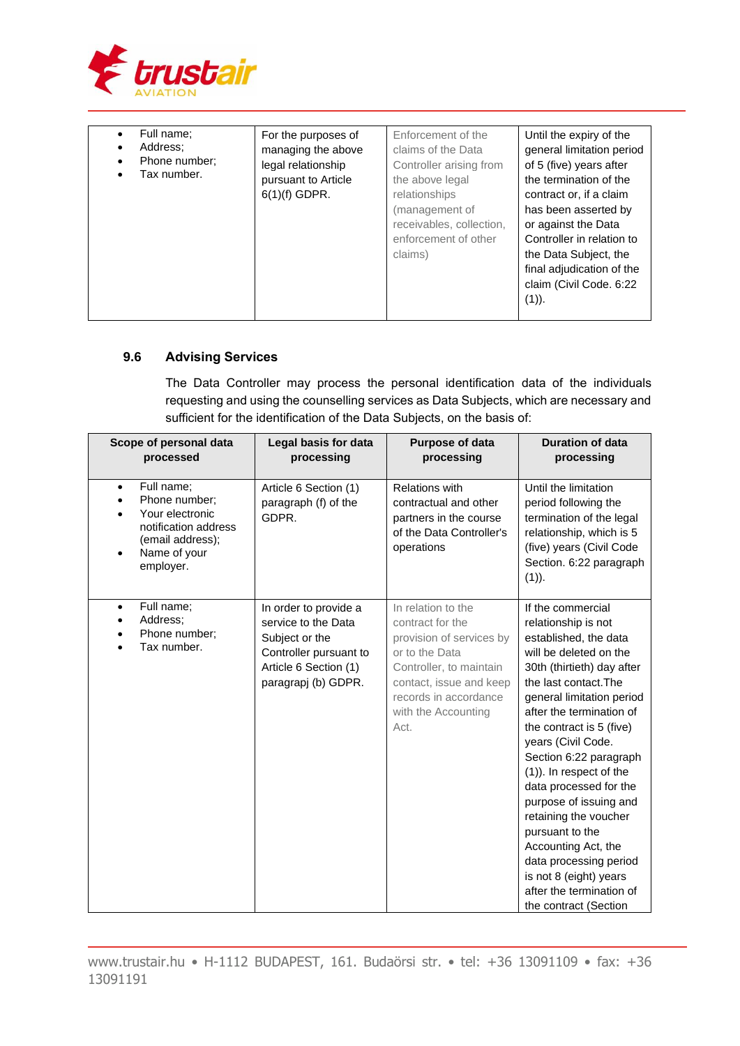| | | | |
|---|---|---|---|
| • Full name;<br>• Address;<br>• Phone number;<br>• Tax number. | For the purposes of managing the above legal relationship pursuant to Article 6(1)(f) GDPR. | Enforcement of the claims of the Data Controller arising from the above legal relationships (management of receivables, collection, enforcement of other claims) | Until the expiry of the general limitation period of 5 (five) years after the termination of the contract or, if a claim has been asserted by or against the Data Controller in relation to the Data Subject, the final adjudication of the claim (Civil Code. 6:22 (1)). |

### 9.6 Advising Services

The Data Controller may process the personal identification data of the individuals requesting and using the counselling services as Data Subjects, which are necessary and sufficient for the identification of the Data Subjects, on the basis of:

| Scope of personal data processed | Legal basis for data processing | Purpose of data processing | Duration of data processing |
|---|---|---|---|
| • Full name;<br>• Phone number;<br>• Your electronic notification address (email address);<br>• Name of your employer. | Article 6 Section (1) paragraph (f) of the GDPR. | Relations with contractual and other partners in the course of the Data Controller's operations | Until the limitation period following the termination of the legal relationship, which is 5 (five) years (Civil Code Section. 6:22 paragraph (1)). |
| • Full name;<br>• Address;<br>• Phone number;<br>• Tax number. | In order to provide a service to the Data Subject or the Controller pursuant to Article 6 Section (1) paragrapj (b) GDPR. | In relation to the contract for the provision of services by or to the Data Controller, to maintain contact, issue and keep records in accordance with the Accounting Act. | If the commercial relationship is not established, the data will be deleted on the 30th (thirtieth) day after the last contact.The general limitation period after the termination of the contract is 5 (five) years (Civil Code. Section 6:22 paragraph (1)). In respect of the data processed for the purpose of issuing and retaining the voucher pursuant to the Accounting Act, the data processing period is not 8 (eight) years after the termination of the contract (Section |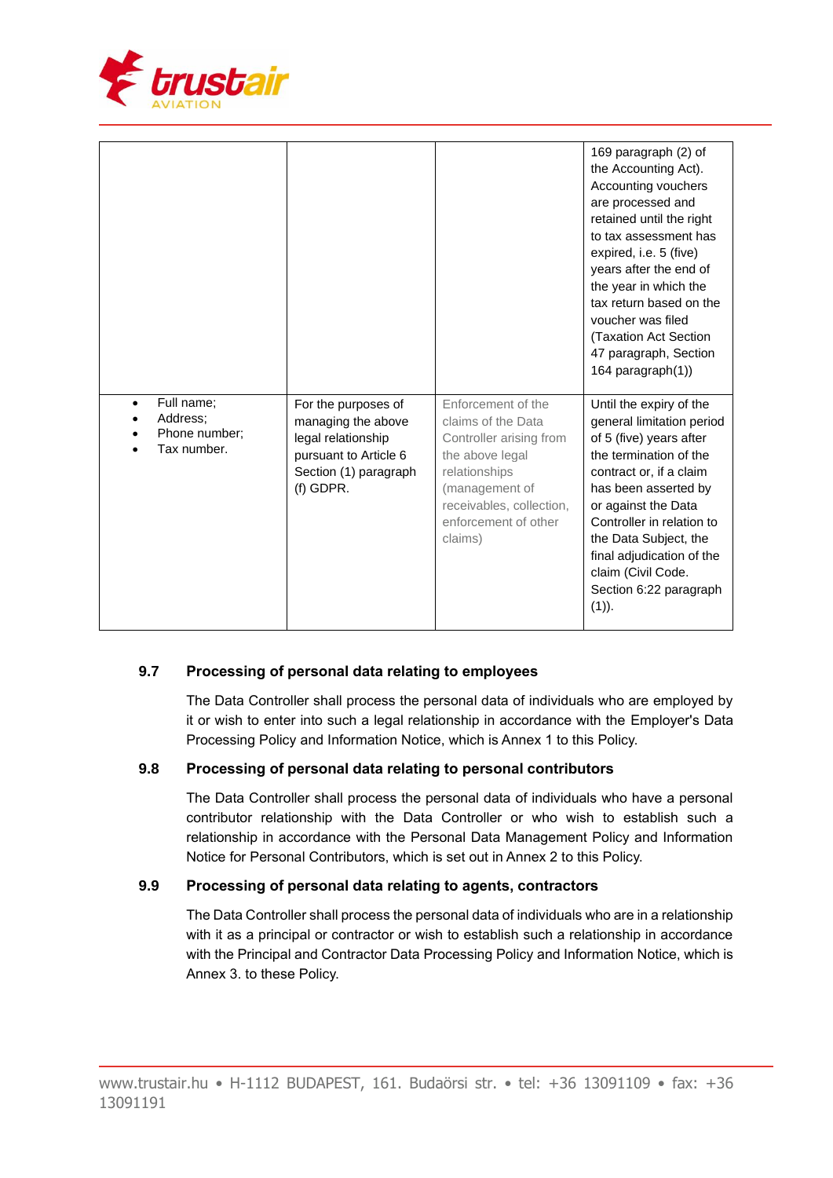| | | | |
|---|---|---|---|
| | | | 169 paragraph (2) of the Accounting Act). Accounting vouchers are processed and retained until the right to tax assessment has expired, i.e. 5 (five) years after the end of the year in which the tax return based on the voucher was filed (Taxation Act Section 47 paragraph, Section 164 paragraph(1)) |
| • Full name;<br>• Address;<br>• Phone number;<br>• Tax number. | For the purposes of managing the above legal relationship pursuant to Article 6 Section (1) paragraph (f) GDPR. | Enforcement of the claims of the Data Controller arising from the above legal relationships (management of receivables, collection, enforcement of other claims) | Until the expiry of the general limitation period of 5 (five) years after the termination of the contract or, if a claim has been asserted by or against the Data Controller in relation to the Data Subject, the final adjudication of the claim (Civil Code. Section 6:22 paragraph (1)). |

### 9.7 Processing of personal data relating to employees

The Data Controller shall process the personal data of individuals who are employed by it or wish to enter into such a legal relationship in accordance with the Employer's Data Processing Policy and Information Notice, which is Annex 1 to this Policy.

### 9.8 Processing of personal data relating to personal contributors

The Data Controller shall process the personal data of individuals who have a personal contributor relationship with the Data Controller or who wish to establish such a relationship in accordance with the Personal Data Management Policy and Information Notice for Personal Contributors, which is set out in Annex 2 to this Policy.

### 9.9 Processing of personal data relating to agents, contractors

The Data Controller shall process the personal data of individuals who are in a relationship with it as a principal or contractor or wish to establish such a relationship in accordance with the Principal and Contractor Data Processing Policy and Information Notice, which is Annex 3. to these Policy.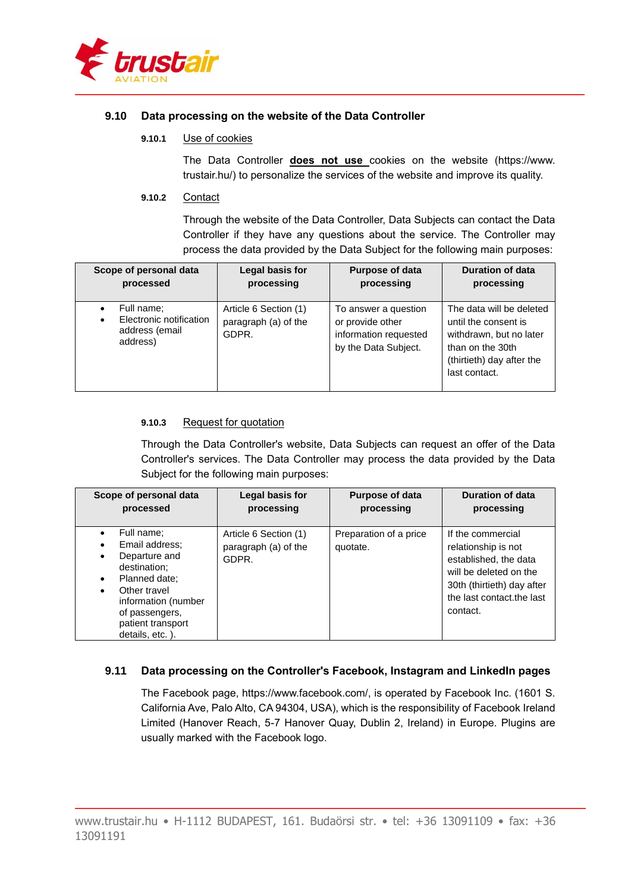## 9.10 Data processing on the website of the Data Controller

### 9.10.1 Use of cookies

The Data Controller **does not use** cookies on the website (https://www.trustair.hu/) to personalize the services of the website and improve its quality.

### 9.10.2 Contact

Through the website of the Data Controller, Data Subjects can contact the Data Controller if they have any questions about the service. The Controller may process the data provided by the Data Subject for the following main purposes:

| Scope of personal data processed | Legal basis for processing | Purpose of data processing | Duration of data processing |
|---|---|---|---|
| • Full name;<br>• Electronic notification address (email address) | Article 6 Section (1) paragraph (a) of the GDPR. | To answer a question or provide other information requested by the Data Subject. | The data will be deleted until the consent is withdrawn, but no later than on the 30th (thirtieth) day after the last contact. |

### 9.10.3 Request for quotation

Through the Data Controller's website, Data Subjects can request an offer of the Data Controller's services. The Data Controller may process the data provided by the Data Subject for the following main purposes:

| Scope of personal data processed | Legal basis for processing | Purpose of data processing | Duration of data processing |
|---|---|---|---|
| • Full name;<br>• Email address;<br>• Departure and destination;<br>• Planned date;<br>• Other travel information (number of passengers, patient transport details, etc. ). | Article 6 Section (1) paragraph (a) of the GDPR. | Preparation of a price quotate. | If the commercial relationship is not established, the data will be deleted on the 30th (thirtieth) day after the last contact.the last contact. |

## 9.11 Data processing on the Controller's Facebook, Instagram and LinkedIn pages

The Facebook page, https://www.facebook.com/, is operated by Facebook Inc. (1601 S. California Ave, Palo Alto, CA 94304, USA), which is the responsibility of Facebook Ireland Limited (Hanover Reach, 5-7 Hanover Quay, Dublin 2, Ireland) in Europe. Plugins are usually marked with the Facebook logo.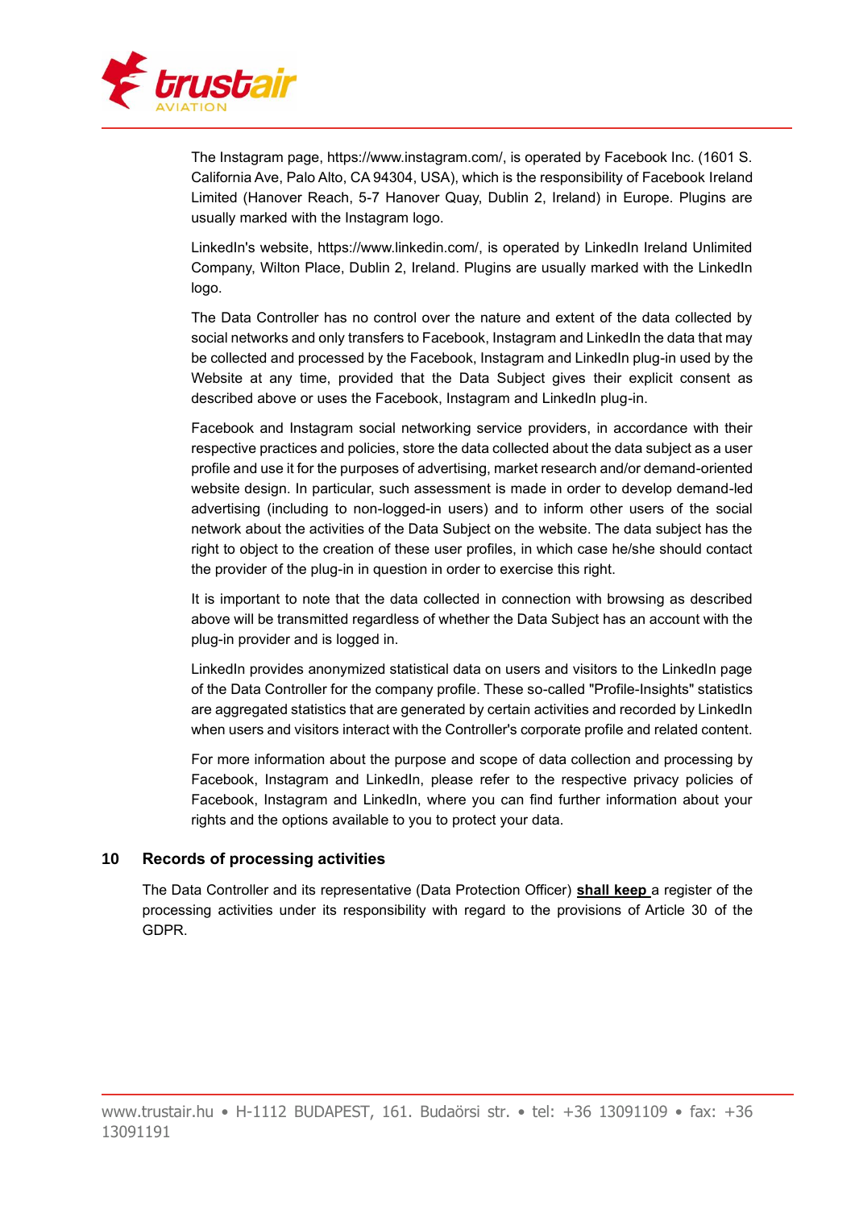The Instagram page, https://www.instagram.com/, is operated by Facebook Inc. (1601 S. California Ave, Palo Alto, CA 94304, USA), which is the responsibility of Facebook Ireland Limited (Hanover Reach, 5-7 Hanover Quay, Dublin 2, Ireland) in Europe. Plugins are usually marked with the Instagram logo.

LinkedIn's website, https://www.linkedin.com/, is operated by LinkedIn Ireland Unlimited Company, Wilton Place, Dublin 2, Ireland. Plugins are usually marked with the LinkedIn logo.

The Data Controller has no control over the nature and extent of the data collected by social networks and only transfers to Facebook, Instagram and LinkedIn the data that may be collected and processed by the Facebook, Instagram and LinkedIn plug-in used by the Website at any time, provided that the Data Subject gives their explicit consent as described above or uses the Facebook, Instagram and LinkedIn plug-in.

Facebook and Instagram social networking service providers, in accordance with their respective practices and policies, store the data collected about the data subject as a user profile and use it for the purposes of advertising, market research and/or demand-oriented website design. In particular, such assessment is made in order to develop demand-led advertising (including to non-logged-in users) and to inform other users of the social network about the activities of the Data Subject on the website. The data subject has the right to object to the creation of these user profiles, in which case he/she should contact the provider of the plug-in in question in order to exercise this right.

It is important to note that the data collected in connection with browsing as described above will be transmitted regardless of whether the Data Subject has an account with the plug-in provider and is logged in.

LinkedIn provides anonymized statistical data on users and visitors to the LinkedIn page of the Data Controller for the company profile. These so-called "Profile-Insights" statistics are aggregated statistics that are generated by certain activities and recorded by LinkedIn when users and visitors interact with the Controller's corporate profile and related content.

For more information about the purpose and scope of data collection and processing by Facebook, Instagram and LinkedIn, please refer to the respective privacy policies of Facebook, Instagram and LinkedIn, where you can find further information about your rights and the options available to you to protect your data.

## 10 Records of processing activities

The Data Controller and its representative (Data Protection Officer) **shall keep** a register of the processing activities under its responsibility with regard to the provisions of Article 30 of the GDPR.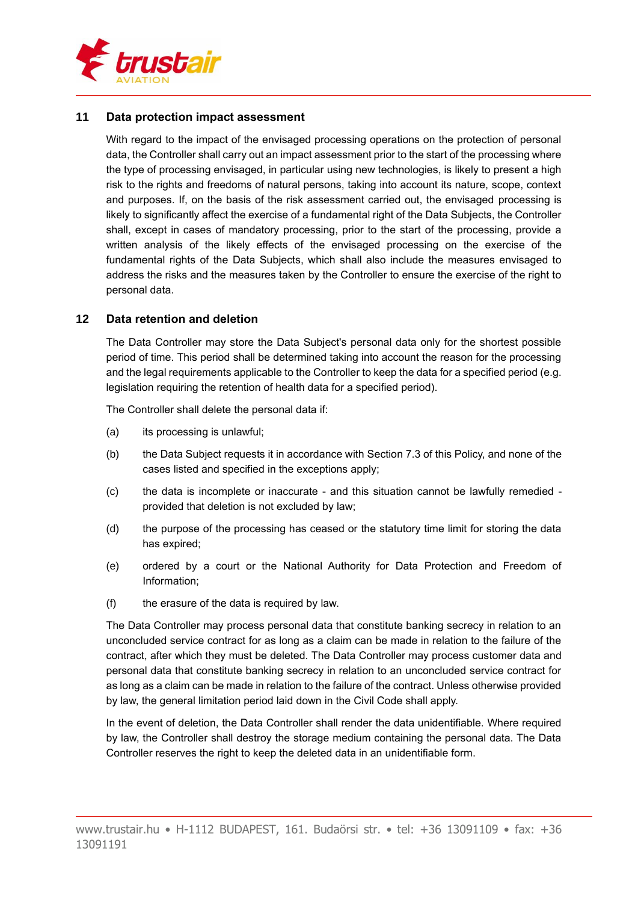## 11 Data protection impact assessment

With regard to the impact of the envisaged processing operations on the protection of personal data, the Controller shall carry out an impact assessment prior to the start of the processing where the type of processing envisaged, in particular using new technologies, is likely to present a high risk to the rights and freedoms of natural persons, taking into account its nature, scope, context and purposes. If, on the basis of the risk assessment carried out, the envisaged processing is likely to significantly affect the exercise of a fundamental right of the Data Subjects, the Controller shall, except in cases of mandatory processing, prior to the start of the processing, provide a written analysis of the likely effects of the envisaged processing on the exercise of the fundamental rights of the Data Subjects, which shall also include the measures envisaged to address the risks and the measures taken by the Controller to ensure the exercise of the right to personal data.

## 12 Data retention and deletion

The Data Controller may store the Data Subject's personal data only for the shortest possible period of time. This period shall be determined taking into account the reason for the processing and the legal requirements applicable to the Controller to keep the data for a specified period (e.g. legislation requiring the retention of health data for a specified period).

The Controller shall delete the personal data if:

(a) its processing is unlawful;

(b) the Data Subject requests it in accordance with Section 7.3 of this Policy, and none of the cases listed and specified in the exceptions apply;

(c) the data is incomplete or inaccurate - and this situation cannot be lawfully remedied - provided that deletion is not excluded by law;

(d) the purpose of the processing has ceased or the statutory time limit for storing the data has expired;

(e) ordered by a court or the National Authority for Data Protection and Freedom of Information;

(f) the erasure of the data is required by law.

The Data Controller may process personal data that constitute banking secrecy in relation to an unconcluded service contract for as long as a claim can be made in relation to the failure of the contract, after which they must be deleted. The Data Controller may process customer data and personal data that constitute banking secrecy in relation to an unconcluded service contract for as long as a claim can be made in relation to the failure of the contract. Unless otherwise provided by law, the general limitation period laid down in the Civil Code shall apply.

In the event of deletion, the Data Controller shall render the data unidentifiable. Where required by law, the Controller shall destroy the storage medium containing the personal data. The Data Controller reserves the right to keep the deleted data in an unidentifiable form.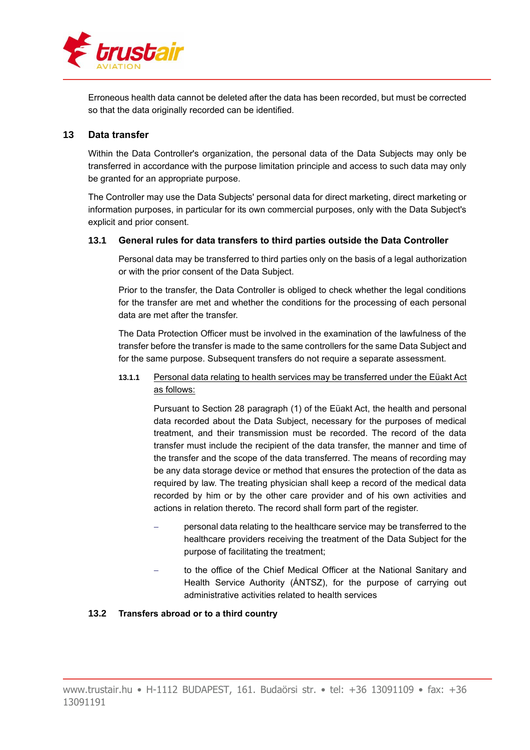Erroneous health data cannot be deleted after the data has been recorded, but must be corrected so that the data originally recorded can be identified.

## 13 Data transfer

Within the Data Controller's organization, the personal data of the Data Subjects may only be transferred in accordance with the purpose limitation principle and access to such data may only be granted for an appropriate purpose.

The Controller may use the Data Subjects' personal data for direct marketing, direct marketing or information purposes, in particular for its own commercial purposes, only with the Data Subject's explicit and prior consent.

### 13.1 General rules for data transfers to third parties outside the Data Controller

Personal data may be transferred to third parties only on the basis of a legal authorization or with the prior consent of the Data Subject.

Prior to the transfer, the Data Controller is obliged to check whether the legal conditions for the transfer are met and whether the conditions for the processing of each personal data are met after the transfer.

The Data Protection Officer must be involved in the examination of the lawfulness of the transfer before the transfer is made to the same controllers for the same Data Subject and for the same purpose. Subsequent transfers do not require a separate assessment.

#### 13.1.1 Personal data relating to health services may be transferred under the Eüakt Act as follows:

Pursuant to Section 28 paragraph (1) of the Eüakt Act, the health and personal data recorded about the Data Subject, necessary for the purposes of medical treatment, and their transmission must be recorded. The record of the data transfer must include the recipient of the data transfer, the manner and time of the transfer and the scope of the data transferred. The means of recording may be any data storage device or method that ensures the protection of the data as required by law. The treating physician shall keep a record of the medical data recorded by him or by the other care provider and of his own activities and actions in relation thereto. The record shall form part of the register.

- personal data relating to the healthcare service may be transferred to the healthcare providers receiving the treatment of the Data Subject for the purpose of facilitating the treatment;
- to the office of the Chief Medical Officer at the National Sanitary and Health Service Authority (ÁNTSZ), for the purpose of carrying out administrative activities related to health services

### 13.2 Transfers abroad or to a third country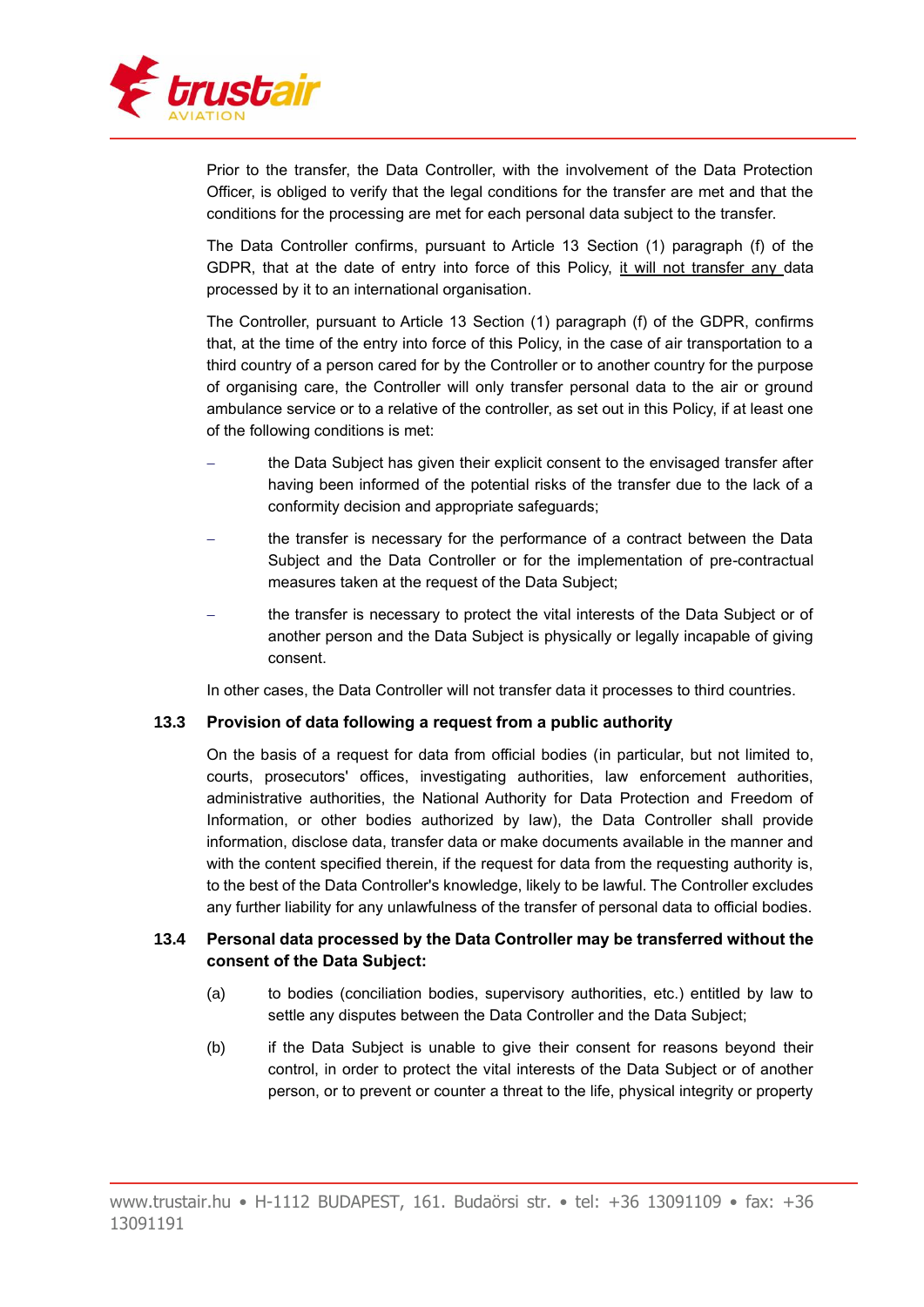Prior to the transfer, the Data Controller, with the involvement of the Data Protection Officer, is obliged to verify that the legal conditions for the transfer are met and that the conditions for the processing are met for each personal data subject to the transfer.

The Data Controller confirms, pursuant to Article 13 Section (1) paragraph (f) of the GDPR, that at the date of entry into force of this Policy, it will not transfer any data processed by it to an international organisation.

The Controller, pursuant to Article 13 Section (1) paragraph (f) of the GDPR, confirms that, at the time of the entry into force of this Policy, in the case of air transportation to a third country of a person cared for by the Controller or to another country for the purpose of organising care, the Controller will only transfer personal data to the air or ground ambulance service or to a relative of the controller, as set out in this Policy, if at least one of the following conditions is met:

- the Data Subject has given their explicit consent to the envisaged transfer after having been informed of the potential risks of the transfer due to the lack of a conformity decision and appropriate safeguards;
- the transfer is necessary for the performance of a contract between the Data Subject and the Data Controller or for the implementation of pre-contractual measures taken at the request of the Data Subject;
- the transfer is necessary to protect the vital interests of the Data Subject or of another person and the Data Subject is physically or legally incapable of giving consent.

In other cases, the Data Controller will not transfer data it processes to third countries.

### 13.3 Provision of data following a request from a public authority

On the basis of a request for data from official bodies (in particular, but not limited to, courts, prosecutors' offices, investigating authorities, law enforcement authorities, administrative authorities, the National Authority for Data Protection and Freedom of Information, or other bodies authorized by law), the Data Controller shall provide information, disclose data, transfer data or make documents available in the manner and with the content specified therein, if the request for data from the requesting authority is, to the best of the Data Controller's knowledge, likely to be lawful. The Controller excludes any further liability for any unlawfulness of the transfer of personal data to official bodies.

### 13.4 Personal data processed by the Data Controller may be transferred without the consent of the Data Subject:

(a) to bodies (conciliation bodies, supervisory authorities, etc.) entitled by law to settle any disputes between the Data Controller and the Data Subject;

(b) if the Data Subject is unable to give their consent for reasons beyond their control, in order to protect the vital interests of the Data Subject or of another person, or to prevent or counter a threat to the life, physical integrity or property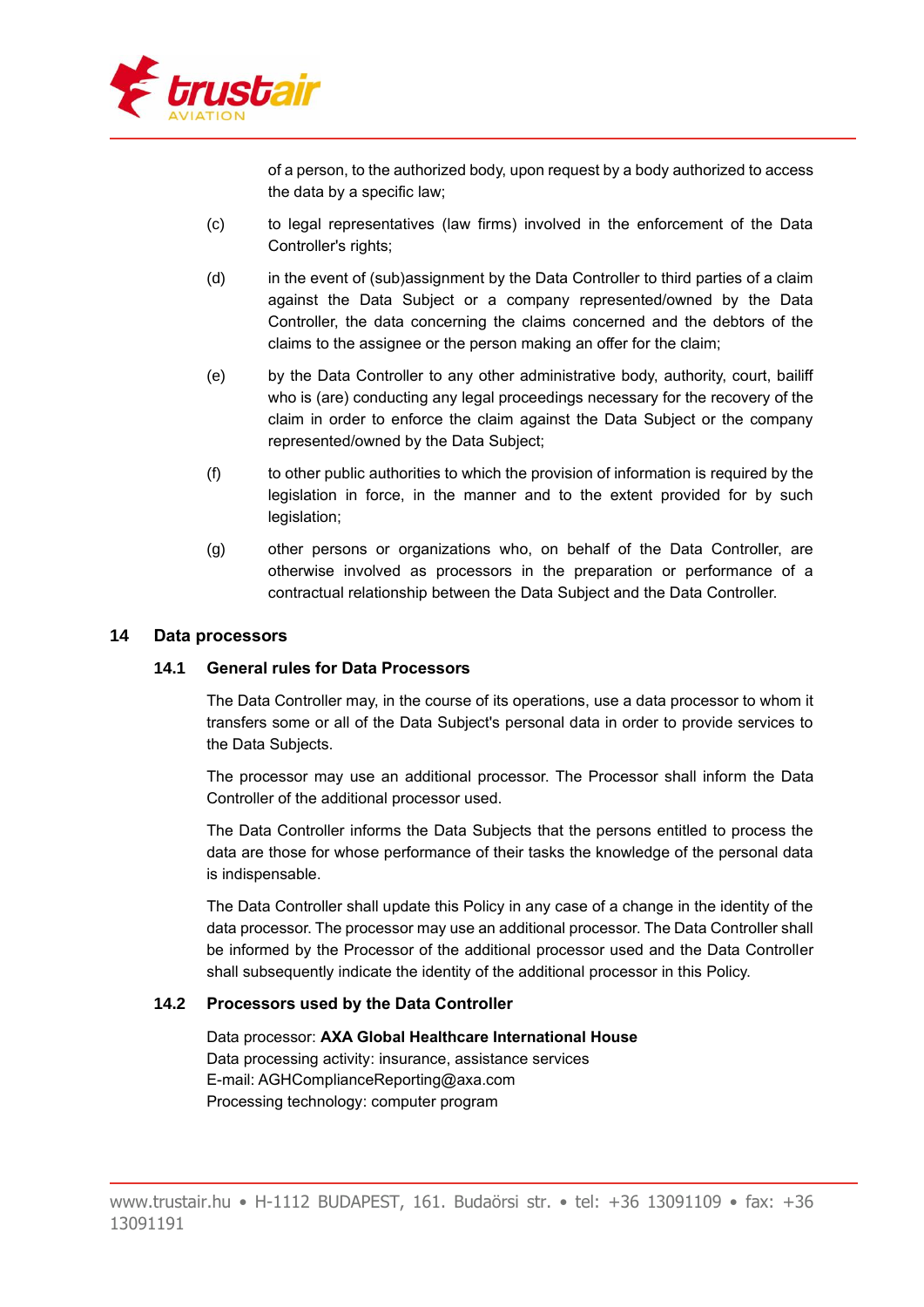of a person, to the authorized body, upon request by a body authorized to access the data by a specific law;

(c) to legal representatives (law firms) involved in the enforcement of the Data Controller's rights;

(d) in the event of (sub)assignment by the Data Controller to third parties of a claim against the Data Subject or a company represented/owned by the Data Controller, the data concerning the claims concerned and the debtors of the claims to the assignee or the person making an offer for the claim;

(e) by the Data Controller to any other administrative body, authority, court, bailiff who is (are) conducting any legal proceedings necessary for the recovery of the claim in order to enforce the claim against the Data Subject or the company represented/owned by the Data Subject;

(f) to other public authorities to which the provision of information is required by the legislation in force, in the manner and to the extent provided for by such legislation;

(g) other persons or organizations who, on behalf of the Data Controller, are otherwise involved as processors in the preparation or performance of a contractual relationship between the Data Subject and the Data Controller.

## 14 Data processors

### 14.1 General rules for Data Processors

The Data Controller may, in the course of its operations, use a data processor to whom it transfers some or all of the Data Subject's personal data in order to provide services to the Data Subjects.

The processor may use an additional processor. The Processor shall inform the Data Controller of the additional processor used.

The Data Controller informs the Data Subjects that the persons entitled to process the data are those for whose performance of their tasks the knowledge of the personal data is indispensable.

The Data Controller shall update this Policy in any case of a change in the identity of the data processor. The processor may use an additional processor. The Data Controller shall be informed by the Processor of the additional processor used and the Data Controller shall subsequently indicate the identity of the additional processor in this Policy.

### 14.2 Processors used by the Data Controller

Data processor: **AXA Global Healthcare International House**
Data processing activity: insurance, assistance services
E-mail: AGHComplianceReporting@axa.com
Processing technology: computer program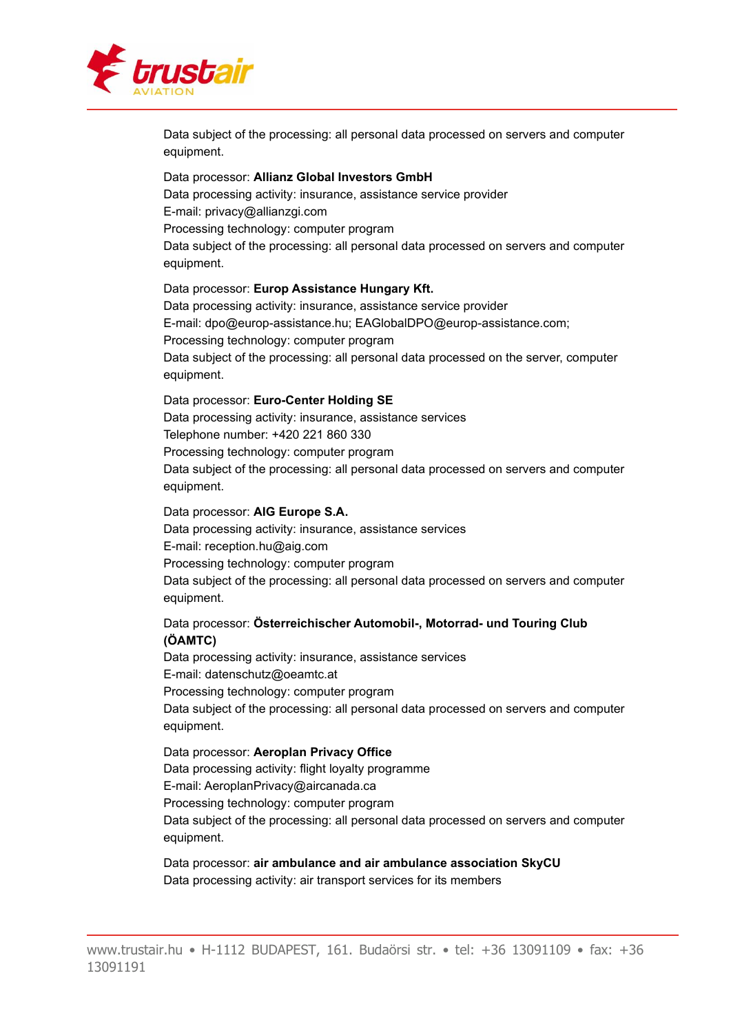Data subject of the processing: all personal data processed on servers and computer equipment.

Data processor: **Allianz Global Investors GmbH**
Data processing activity: insurance, assistance service provider
E-mail: privacy@allianzgi.com
Processing technology: computer program
Data subject of the processing: all personal data processed on servers and computer equipment.

Data processor: **Europ Assistance Hungary Kft.**
Data processing activity: insurance, assistance service provider
E-mail: dpo@europ-assistance.hu; EAGlobalDPO@europ-assistance.com;
Processing technology: computer program
Data subject of the processing: all personal data processed on the server, computer equipment.

Data processor: **Euro-Center Holding SE**
Data processing activity: insurance, assistance services
Telephone number: +420 221 860 330
Processing technology: computer program
Data subject of the processing: all personal data processed on servers and computer equipment.

Data processor: **AIG Europe S.A.**
Data processing activity: insurance, assistance services
E-mail: reception.hu@aig.com
Processing technology: computer program
Data subject of the processing: all personal data processed on servers and computer equipment.

Data processor: **Österreichischer Automobil-, Motorrad- und Touring Club (ÖAMTC)**
Data processing activity: insurance, assistance services
E-mail: datenschutz@oeamtc.at
Processing technology: computer program
Data subject of the processing: all personal data processed on servers and computer equipment.

Data processor: **Aeroplan Privacy Office**
Data processing activity: flight loyalty programme
E-mail: AeroplanPrivacy@aircanada.ca
Processing technology: computer program
Data subject of the processing: all personal data processed on servers and computer equipment.

Data processor: **air ambulance and air ambulance association SkyCU**
Data processing activity: air transport services for its members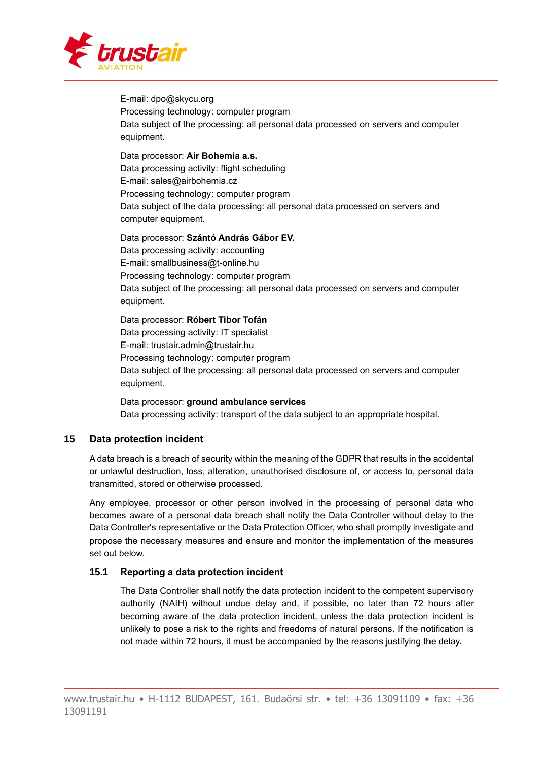E-mail: dpo@skycu.org
Processing technology: computer program
Data subject of the processing: all personal data processed on servers and computer equipment.

Data processor: **Air Bohemia a.s.**
Data processing activity: flight scheduling
E-mail: sales@airbohemia.cz
Processing technology: computer program
Data subject of the data processing: all personal data processed on servers and computer equipment.

Data processor: **Szántó András Gábor EV.**
Data processing activity: accounting
E-mail: smallbusiness@t-online.hu
Processing technology: computer program
Data subject of the processing: all personal data processed on servers and computer equipment.

Data processor: **Róbert Tibor Tofán**
Data processing activity: IT specialist
E-mail: trustair.admin@trustair.hu
Processing technology: computer program
Data subject of the processing: all personal data processed on servers and computer equipment.

Data processor: **ground ambulance services**
Data processing activity: transport of the data subject to an appropriate hospital.

## 15 Data protection incident

A data breach is a breach of security within the meaning of the GDPR that results in the accidental or unlawful destruction, loss, alteration, unauthorised disclosure of, or access to, personal data transmitted, stored or otherwise processed.

Any employee, processor or other person involved in the processing of personal data who becomes aware of a personal data breach shall notify the Data Controller without delay to the Data Controller's representative or the Data Protection Officer, who shall promptly investigate and propose the necessary measures and ensure and monitor the implementation of the measures set out below.

### 15.1 Reporting a data protection incident

The Data Controller shall notify the data protection incident to the competent supervisory authority (NAIH) without undue delay and, if possible, no later than 72 hours after becoming aware of the data protection incident, unless the data protection incident is unlikely to pose a risk to the rights and freedoms of natural persons. If the notification is not made within 72 hours, it must be accompanied by the reasons justifying the delay.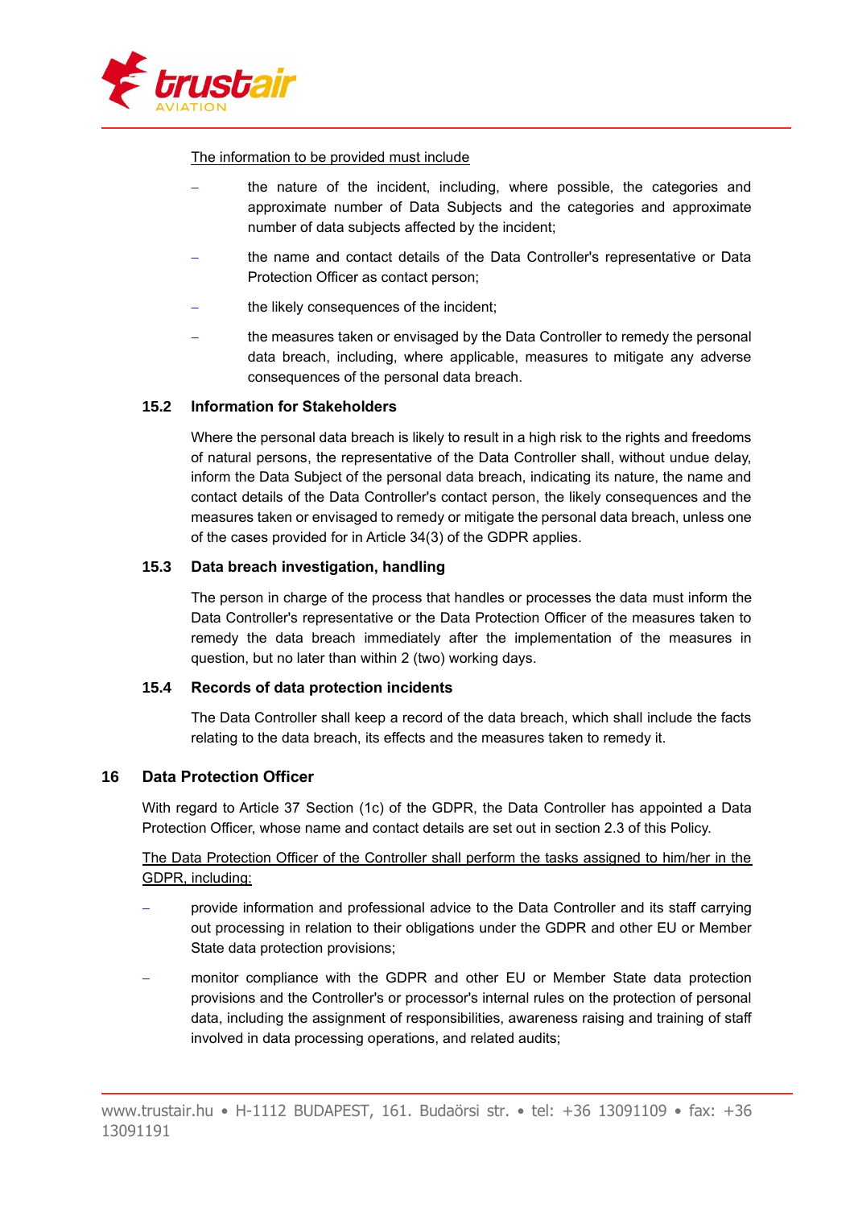The information to be provided must include

- the nature of the incident, including, where possible, the categories and approximate number of Data Subjects and the categories and approximate number of data subjects affected by the incident;
- the name and contact details of the Data Controller's representative or Data Protection Officer as contact person;
- the likely consequences of the incident;
- the measures taken or envisaged by the Data Controller to remedy the personal data breach, including, where applicable, measures to mitigate any adverse consequences of the personal data breach.

### 15.2 Information for Stakeholders

Where the personal data breach is likely to result in a high risk to the rights and freedoms of natural persons, the representative of the Data Controller shall, without undue delay, inform the Data Subject of the personal data breach, indicating its nature, the name and contact details of the Data Controller's contact person, the likely consequences and the measures taken or envisaged to remedy or mitigate the personal data breach, unless one of the cases provided for in Article 34(3) of the GDPR applies.

### 15.3 Data breach investigation, handling

The person in charge of the process that handles or processes the data must inform the Data Controller's representative or the Data Protection Officer of the measures taken to remedy the data breach immediately after the implementation of the measures in question, but no later than within 2 (two) working days.

### 15.4 Records of data protection incidents

The Data Controller shall keep a record of the data breach, which shall include the facts relating to the data breach, its effects and the measures taken to remedy it.

## 16 Data Protection Officer

With regard to Article 37 Section (1c) of the GDPR, the Data Controller has appointed a Data Protection Officer, whose name and contact details are set out in section 2.3 of this Policy.

The Data Protection Officer of the Controller shall perform the tasks assigned to him/her in the GDPR, including:

- provide information and professional advice to the Data Controller and its staff carrying out processing in relation to their obligations under the GDPR and other EU or Member State data protection provisions;
- monitor compliance with the GDPR and other EU or Member State data protection provisions and the Controller's or processor's internal rules on the protection of personal data, including the assignment of responsibilities, awareness raising and training of staff involved in data processing operations, and related audits;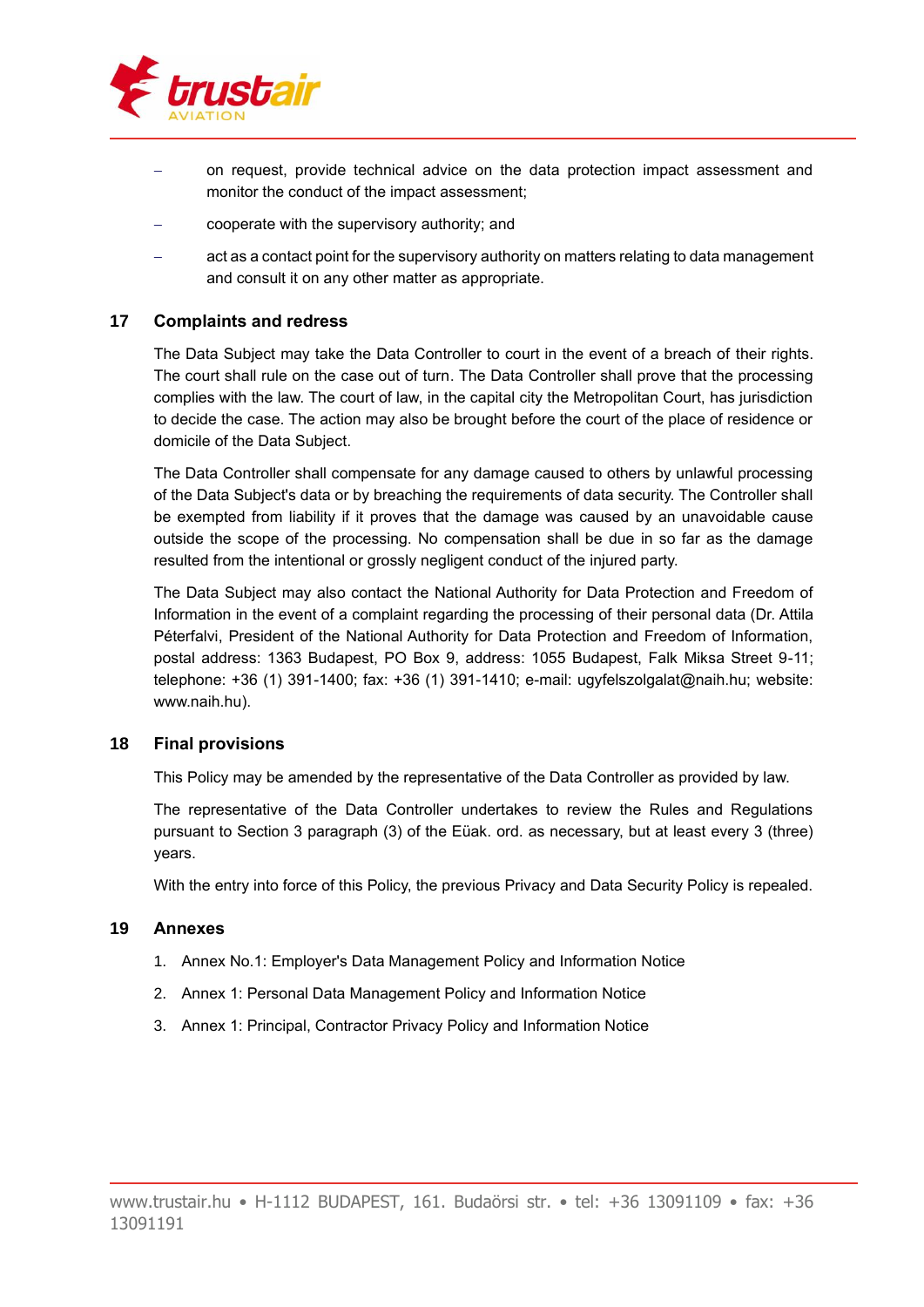- on request, provide technical advice on the data protection impact assessment and monitor the conduct of the impact assessment;
- cooperate with the supervisory authority; and
- act as a contact point for the supervisory authority on matters relating to data management and consult it on any other matter as appropriate.

## 17 Complaints and redress

The Data Subject may take the Data Controller to court in the event of a breach of their rights. The court shall rule on the case out of turn. The Data Controller shall prove that the processing complies with the law. The court of law, in the capital city the Metropolitan Court, has jurisdiction to decide the case. The action may also be brought before the court of the place of residence or domicile of the Data Subject.

The Data Controller shall compensate for any damage caused to others by unlawful processing of the Data Subject's data or by breaching the requirements of data security. The Controller shall be exempted from liability if it proves that the damage was caused by an unavoidable cause outside the scope of the processing. No compensation shall be due in so far as the damage resulted from the intentional or grossly negligent conduct of the injured party.

The Data Subject may also contact the National Authority for Data Protection and Freedom of Information in the event of a complaint regarding the processing of their personal data (Dr. Attila Péterfalvi, President of the National Authority for Data Protection and Freedom of Information, postal address: 1363 Budapest, PO Box 9, address: 1055 Budapest, Falk Miksa Street 9-11; telephone: +36 (1) 391-1400; fax: +36 (1) 391-1410; e-mail: ugyfelszolgalat@naih.hu; website: www.naih.hu).

## 18 Final provisions

This Policy may be amended by the representative of the Data Controller as provided by law.

The representative of the Data Controller undertakes to review the Rules and Regulations pursuant to Section 3 paragraph (3) of the Eüak. ord. as necessary, but at least every 3 (three) years.

With the entry into force of this Policy, the previous Privacy and Data Security Policy is repealed.

## 19 Annexes

1. Annex No.1: Employer's Data Management Policy and Information Notice
2. Annex 1: Personal Data Management Policy and Information Notice
3. Annex 1: Principal, Contractor Privacy Policy and Information Notice